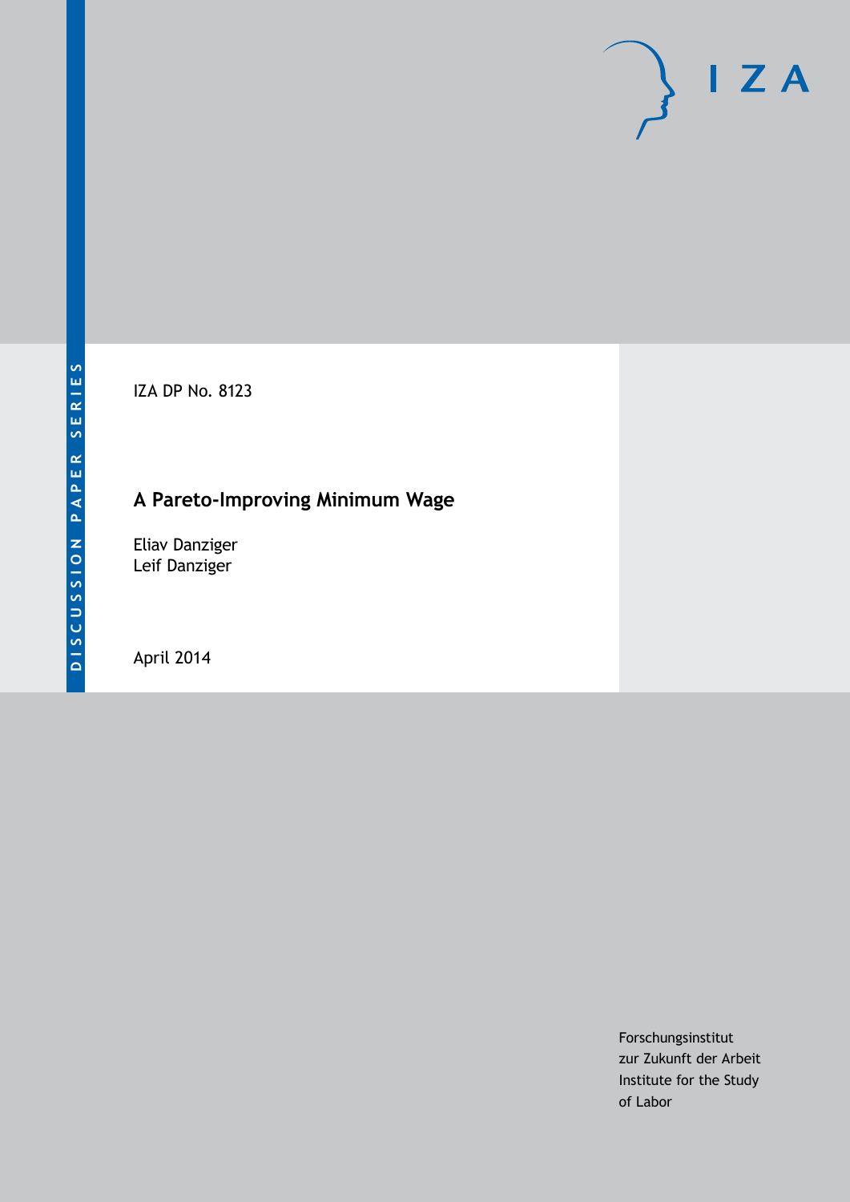DISCUSSION PAPER SERIES

IZA DP No. 8123

# A Pareto-Improving Minimum Wage

Eliav Danziger
Leif Danziger

April 2014

Forschungsinstitut
zur Zukunft der Arbeit
Institute for the Study
of Labor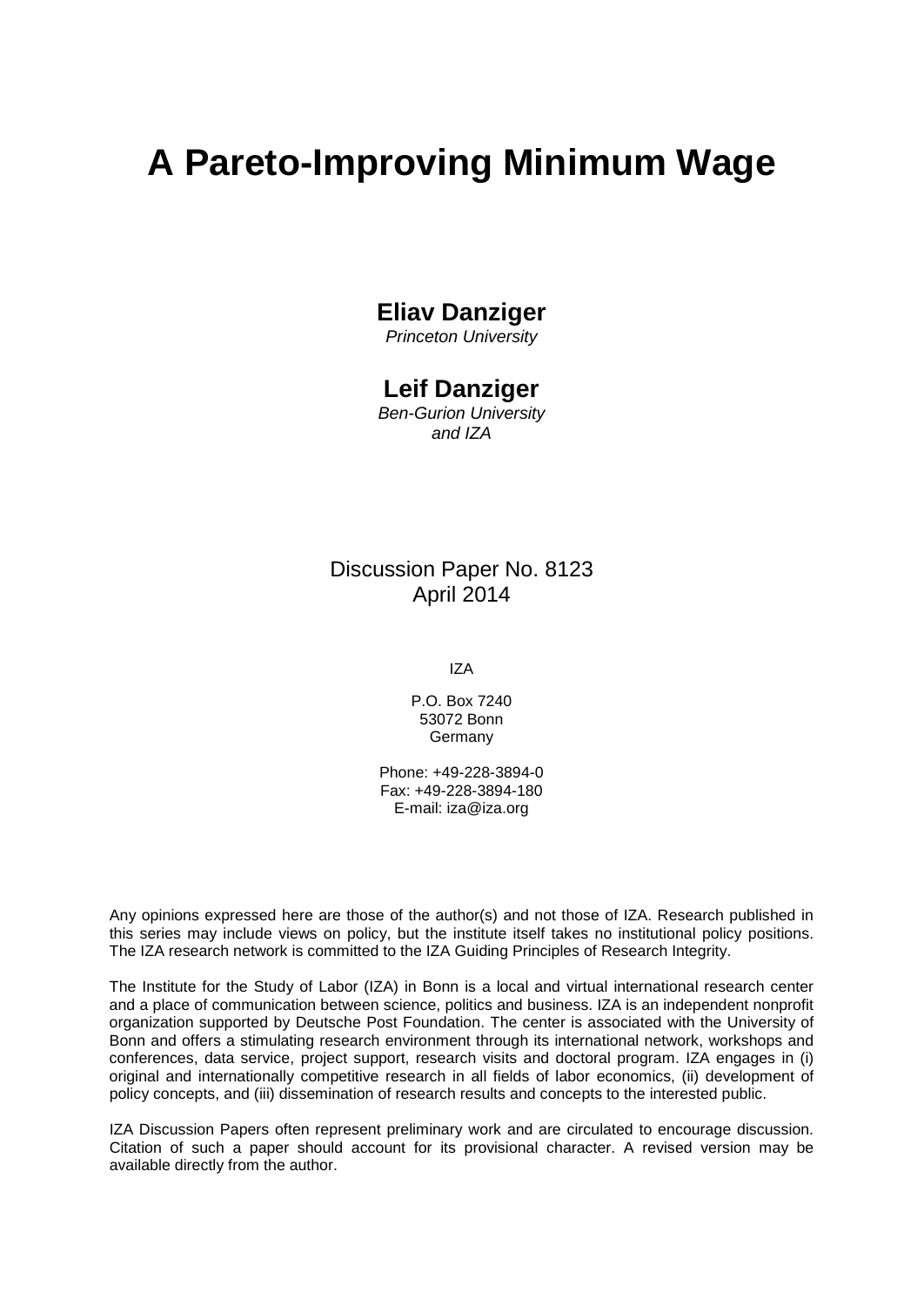# A Pareto-Improving Minimum Wage

**Eliav Danziger**
*Princeton University*

**Leif Danziger**
*Ben-Gurion University and IZA*

Discussion Paper No. 8123
April 2014

IZA

P.O. Box 7240
53072 Bonn
Germany

Phone: +49-228-3894-0
Fax: +49-228-3894-180
E-mail: iza@iza.org

Any opinions expressed here are those of the author(s) and not those of IZA. Research published in this series may include views on policy, but the institute itself takes no institutional policy positions. The IZA research network is committed to the IZA Guiding Principles of Research Integrity.

The Institute for the Study of Labor (IZA) in Bonn is a local and virtual international research center and a place of communication between science, politics and business. IZA is an independent nonprofit organization supported by Deutsche Post Foundation. The center is associated with the University of Bonn and offers a stimulating research environment through its international network, workshops and conferences, data service, project support, research visits and doctoral program. IZA engages in (i) original and internationally competitive research in all fields of labor economics, (ii) development of policy concepts, and (iii) dissemination of research results and concepts to the interested public.

IZA Discussion Papers often represent preliminary work and are circulated to encourage discussion. Citation of such a paper should account for its provisional character. A revised version may be available directly from the author.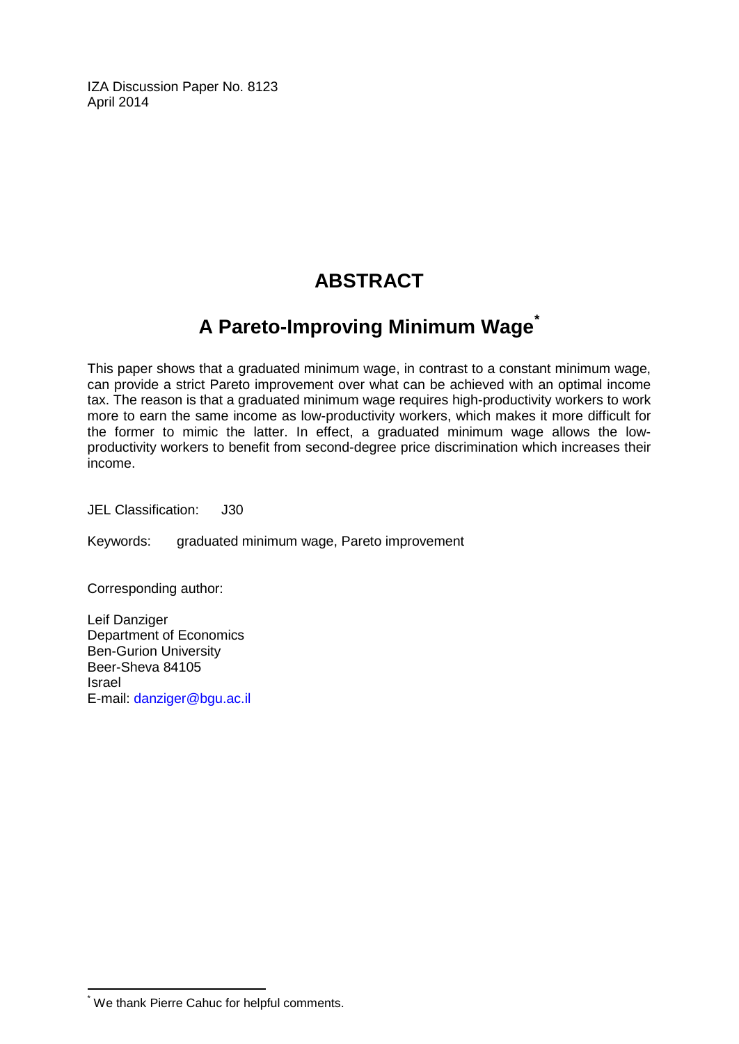IZA Discussion Paper No. 8123
April 2014

# ABSTRACT

## A Pareto-Improving Minimum Wage[*]

This paper shows that a graduated minimum wage, in contrast to a constant minimum wage, can provide a strict Pareto improvement over what can be achieved with an optimal income tax. The reason is that a graduated minimum wage requires high-productivity workers to work more to earn the same income as low-productivity workers, which makes it more difficult for the former to mimic the latter. In effect, a graduated minimum wage allows the low-productivity workers to benefit from second-degree price discrimination which increases their income.

JEL Classification: J30

Keywords: graduated minimum wage, Pareto improvement

Corresponding author:

Leif Danziger
Department of Economics
Ben-Gurion University
Beer-Sheva 84105
Israel
E-mail: danziger@bgu.ac.il

[*] We thank Pierre Cahuc for helpful comments.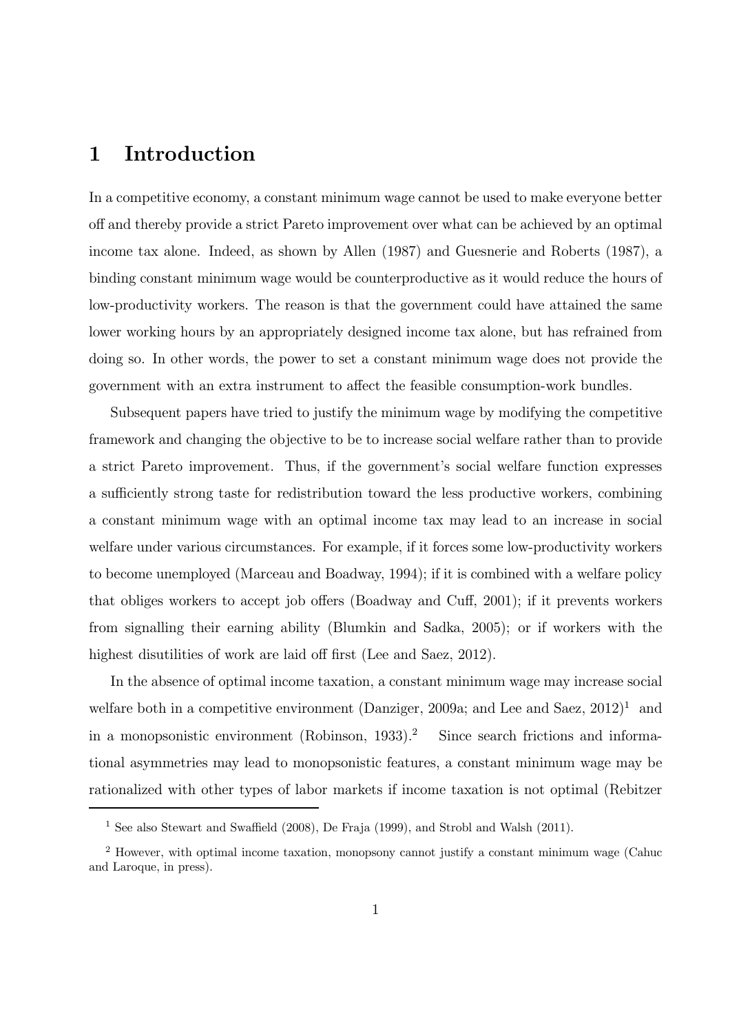# 1 Introduction

In a competitive economy, a constant minimum wage cannot be used to make everyone better off and thereby provide a strict Pareto improvement over what can be achieved by an optimal income tax alone. Indeed, as shown by Allen (1987) and Guesnerie and Roberts (1987), a binding constant minimum wage would be counterproductive as it would reduce the hours of low-productivity workers. The reason is that the government could have attained the same lower working hours by an appropriately designed income tax alone, but has refrained from doing so. In other words, the power to set a constant minimum wage does not provide the government with an extra instrument to affect the feasible consumption-work bundles.

Subsequent papers have tried to justify the minimum wage by modifying the competitive framework and changing the objective to be to increase social welfare rather than to provide a strict Pareto improvement. Thus, if the government's social welfare function expresses a sufficiently strong taste for redistribution toward the less productive workers, combining a constant minimum wage with an optimal income tax may lead to an increase in social welfare under various circumstances. For example, if it forces some low-productivity workers to become unemployed (Marceau and Boadway, 1994); if it is combined with a welfare policy that obliges workers to accept job offers (Boadway and Cuff, 2001); if it prevents workers from signalling their earning ability (Blumkin and Sadka, 2005); or if workers with the highest disutilities of work are laid off first (Lee and Saez, 2012).

In the absence of optimal income taxation, a constant minimum wage may increase social welfare both in a competitive environment (Danziger, 2009a; and Lee and Saez, 2012)[1] and in a monopsonistic environment (Robinson, 1933).[2] Since search frictions and informational asymmetries may lead to monopsonistic features, a constant minimum wage may be rationalized with other types of labor markets if income taxation is not optimal (Rebitzer

[1] See also Stewart and Swaffield (2008), De Fraja (1999), and Strobl and Walsh (2011).

[2] However, with optimal income taxation, monopsony cannot justify a constant minimum wage (Cahuc and Laroque, in press).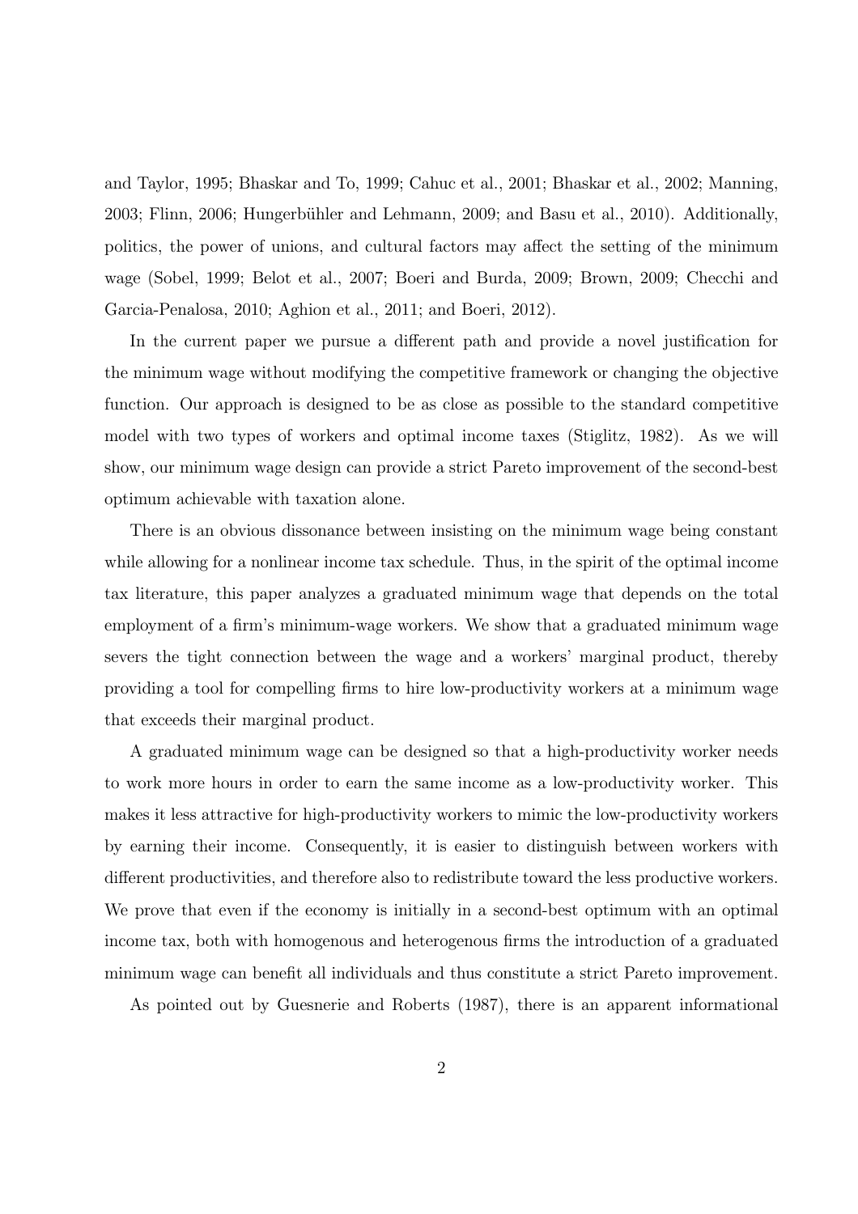and Taylor, 1995; Bhaskar and To, 1999; Cahuc et al., 2001; Bhaskar et al., 2002; Manning, 2003; Flinn, 2006; Hungerbühler and Lehmann, 2009; and Basu et al., 2010). Additionally, politics, the power of unions, and cultural factors may affect the setting of the minimum wage (Sobel, 1999; Belot et al., 2007; Boeri and Burda, 2009; Brown, 2009; Checchi and Garcia-Penalosa, 2010; Aghion et al., 2011; and Boeri, 2012).

In the current paper we pursue a different path and provide a novel justification for the minimum wage without modifying the competitive framework or changing the objective function. Our approach is designed to be as close as possible to the standard competitive model with two types of workers and optimal income taxes (Stiglitz, 1982). As we will show, our minimum wage design can provide a strict Pareto improvement of the second-best optimum achievable with taxation alone.

There is an obvious dissonance between insisting on the minimum wage being constant while allowing for a nonlinear income tax schedule. Thus, in the spirit of the optimal income tax literature, this paper analyzes a graduated minimum wage that depends on the total employment of a firm's minimum-wage workers. We show that a graduated minimum wage severs the tight connection between the wage and a workers' marginal product, thereby providing a tool for compelling firms to hire low-productivity workers at a minimum wage that exceeds their marginal product.

A graduated minimum wage can be designed so that a high-productivity worker needs to work more hours in order to earn the same income as a low-productivity worker. This makes it less attractive for high-productivity workers to mimic the low-productivity workers by earning their income. Consequently, it is easier to distinguish between workers with different productivities, and therefore also to redistribute toward the less productive workers. We prove that even if the economy is initially in a second-best optimum with an optimal income tax, both with homogenous and heterogenous firms the introduction of a graduated minimum wage can benefit all individuals and thus constitute a strict Pareto improvement.

As pointed out by Guesnerie and Roberts (1987), there is an apparent informational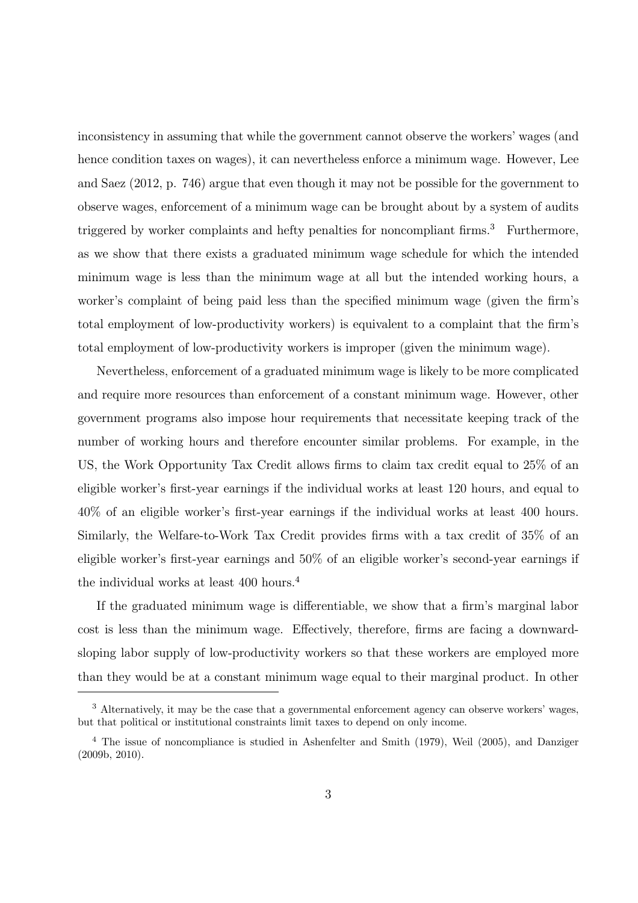inconsistency in assuming that while the government cannot observe the workers' wages (and hence condition taxes on wages), it can nevertheless enforce a minimum wage. However, Lee and Saez (2012, p. 746) argue that even though it may not be possible for the government to observe wages, enforcement of a minimum wage can be brought about by a system of audits triggered by worker complaints and hefty penalties for noncompliant firms.[3] Furthermore, as we show that there exists a graduated minimum wage schedule for which the intended minimum wage is less than the minimum wage at all but the intended working hours, a worker's complaint of being paid less than the specified minimum wage (given the firm's total employment of low-productivity workers) is equivalent to a complaint that the firm's total employment of low-productivity workers is improper (given the minimum wage).

Nevertheless, enforcement of a graduated minimum wage is likely to be more complicated and require more resources than enforcement of a constant minimum wage. However, other government programs also impose hour requirements that necessitate keeping track of the number of working hours and therefore encounter similar problems. For example, in the US, the Work Opportunity Tax Credit allows firms to claim tax credit equal to 25% of an eligible worker's first-year earnings if the individual works at least 120 hours, and equal to 40% of an eligible worker's first-year earnings if the individual works at least 400 hours. Similarly, the Welfare-to-Work Tax Credit provides firms with a tax credit of 35% of an eligible worker's first-year earnings and 50% of an eligible worker's second-year earnings if the individual works at least 400 hours.[4]

If the graduated minimum wage is differentiable, we show that a firm's marginal labor cost is less than the minimum wage. Effectively, therefore, firms are facing a downward-sloping labor supply of low-productivity workers so that these workers are employed more than they would be at a constant minimum wage equal to their marginal product. In other

---

[3] Alternatively, it may be the case that a governmental enforcement agency can observe workers' wages, but that political or institutional constraints limit taxes to depend on only income.

[4] The issue of noncompliance is studied in Ashenfelter and Smith (1979), Weil (2005), and Danziger (2009b, 2010).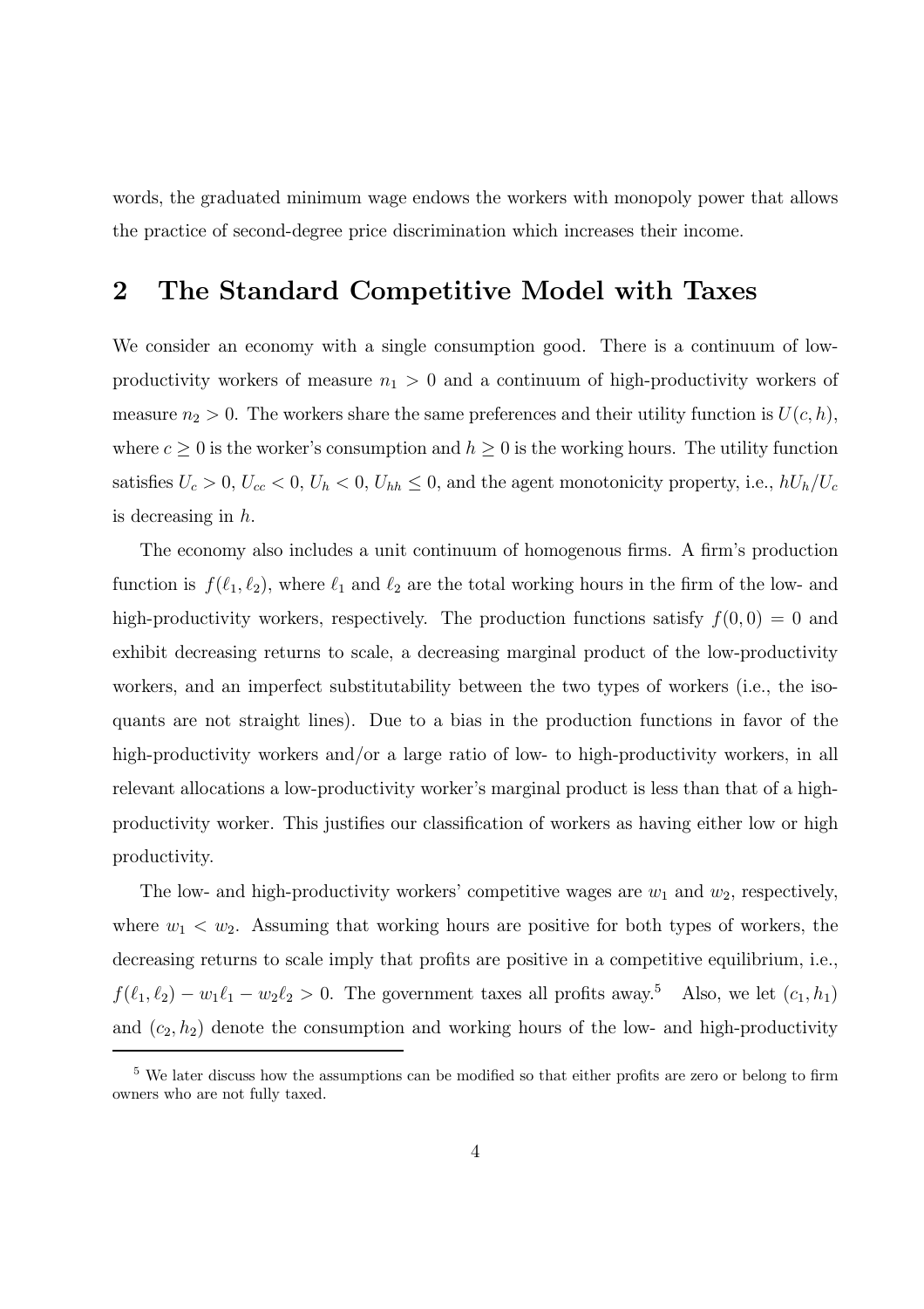words, the graduated minimum wage endows the workers with monopoly power that allows the practice of second-degree price discrimination which increases their income.

## 2 The Standard Competitive Model with Taxes

We consider an economy with a single consumption good. There is a continuum of low-productivity workers of measure $n_1 > 0$ and a continuum of high-productivity workers of measure $n_2 > 0$. The workers share the same preferences and their utility function is $U(c, h)$, where $c \geq 0$ is the worker's consumption and $h \geq 0$ is the working hours. The utility function satisfies $U_c > 0$, $U_{cc} < 0$, $U_h < 0$, $U_{hh} \leq 0$, and the agent monotonicity property, i.e., $hU_h/U_c$ is decreasing in $h$.

The economy also includes a unit continuum of homogenous firms. A firm's production function is $f(\ell_1, \ell_2)$, where $\ell_1$ and $\ell_2$ are the total working hours in the firm of the low- and high-productivity workers, respectively. The production functions satisfy $f(0, 0) = 0$ and exhibit decreasing returns to scale, a decreasing marginal product of the low-productivity workers, and an imperfect substitutability between the two types of workers (i.e., the isoquants are not straight lines). Due to a bias in the production functions in favor of the high-productivity workers and/or a large ratio of low- to high-productivity workers, in all relevant allocations a low-productivity worker's marginal product is less than that of a high-productivity worker. This justifies our classification of workers as having either low or high productivity.

The low- and high-productivity workers' competitive wages are $w_1$ and $w_2$, respectively, where $w_1 < w_2$. Assuming that working hours are positive for both types of workers, the decreasing returns to scale imply that profits are positive in a competitive equilibrium, i.e., $f(\ell_1, \ell_2) - w_1\ell_1 - w_2\ell_2 > 0$. The government taxes all profits away.[5] Also, we let $(c_1, h_1)$ and $(c_2, h_2)$ denote the consumption and working hours of the low- and high-productivity

[5] We later discuss how the assumptions can be modified so that either profits are zero or belong to firm owners who are not fully taxed.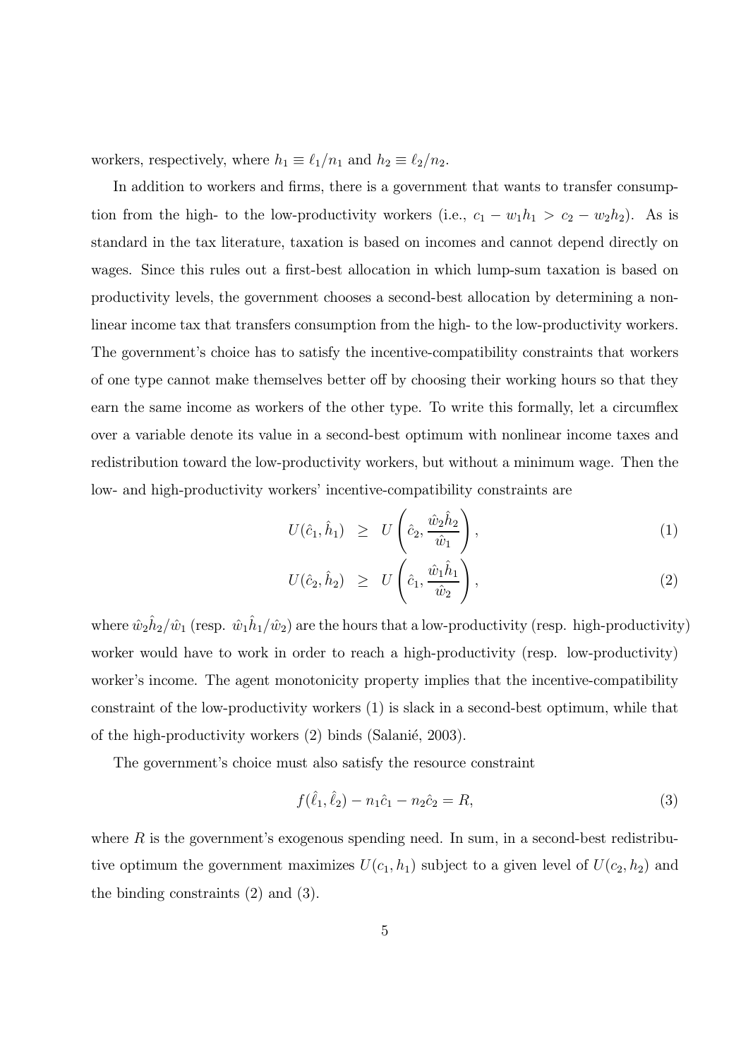workers, respectively, where $h_1 \equiv \ell_1/n_1$ and $h_2 \equiv \ell_2/n_2$.

In addition to workers and firms, there is a government that wants to transfer consumption from the high- to the low-productivity workers (i.e., $c_1 - w_1 h_1 > c_2 - w_2 h_2$). As is standard in the tax literature, taxation is based on incomes and cannot depend directly on wages. Since this rules out a first-best allocation in which lump-sum taxation is based on productivity levels, the government chooses a second-best allocation by determining a nonlinear income tax that transfers consumption from the high- to the low-productivity workers. The government's choice has to satisfy the incentive-compatibility constraints that workers of one type cannot make themselves better off by choosing their working hours so that they earn the same income as workers of the other type. To write this formally, let a circumflex over a variable denote its value in a second-best optimum with nonlinear income taxes and redistribution toward the low-productivity workers, but without a minimum wage. Then the low- and high-productivity workers' incentive-compatibility constraints are

$$U(\hat{c}_1, \hat{h}_1) \;\geq\; U\left(\hat{c}_2, \frac{\hat{w}_2 \hat{h}_2}{\hat{w}_1}\right), \tag{1}$$

$$U(\hat{c}_2, \hat{h}_2) \;\geq\; U\left(\hat{c}_1, \frac{\hat{w}_1 \hat{h}_1}{\hat{w}_2}\right), \tag{2}$$

where $\hat{w}_2 \hat{h}_2 / \hat{w}_1$ (resp. $\hat{w}_1 \hat{h}_1 / \hat{w}_2$) are the hours that a low-productivity (resp. high-productivity) worker would have to work in order to reach a high-productivity (resp. low-productivity) worker's income. The agent monotonicity property implies that the incentive-compatibility constraint of the low-productivity workers (1) is slack in a second-best optimum, while that of the high-productivity workers (2) binds (Salanié, 2003).

The government's choice must also satisfy the resource constraint

$$f(\hat{\ell}_1, \hat{\ell}_2) - n_1 \hat{c}_1 - n_2 \hat{c}_2 = R, \tag{3}$$

where $R$ is the government's exogenous spending need. In sum, in a second-best redistributive optimum the government maximizes $U(c_1, h_1)$ subject to a given level of $U(c_2, h_2)$ and the binding constraints (2) and (3).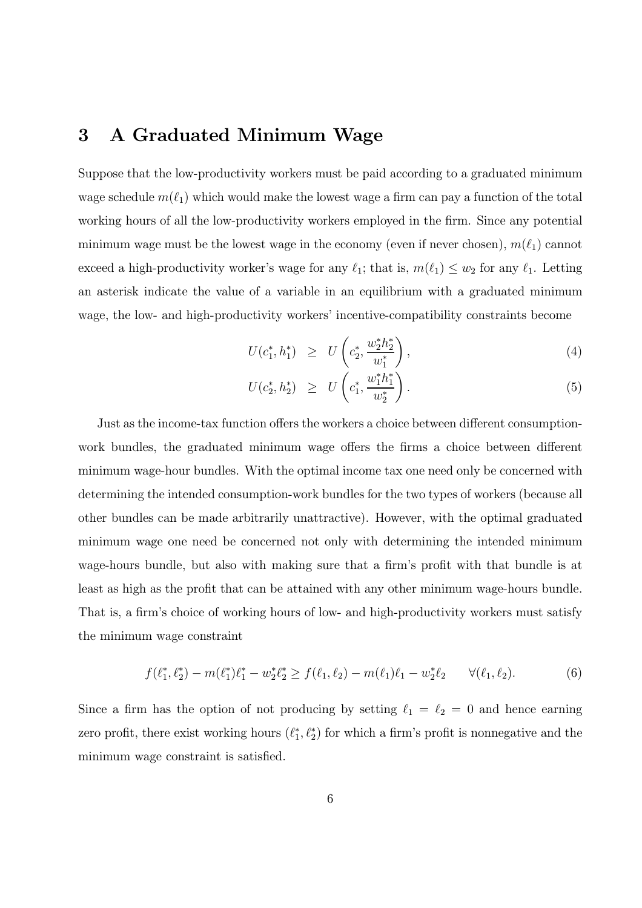## 3 A Graduated Minimum Wage

Suppose that the low-productivity workers must be paid according to a graduated minimum wage schedule $m(\ell_1)$ which would make the lowest wage a firm can pay a function of the total working hours of all the low-productivity workers employed in the firm. Since any potential minimum wage must be the lowest wage in the economy (even if never chosen), $m(\ell_1)$ cannot exceed a high-productivity worker's wage for any $\ell_1$; that is, $m(\ell_1) \leq w_2$ for any $\ell_1$. Letting an asterisk indicate the value of a variable in an equilibrium with a graduated minimum wage, the low- and high-productivity workers' incentive-compatibility constraints become

$$U(c_1^*, h_1^*) \geq U\left(c_2^*, \frac{w_2^* h_2^*}{w_1^*}\right), \tag{4}$$

$$U(c_2^*, h_2^*) \geq U\left(c_1^*, \frac{w_1^* h_1^*}{w_2^*}\right). \tag{5}$$

Just as the income-tax function offers the workers a choice between different consumption-work bundles, the graduated minimum wage offers the firms a choice between different minimum wage-hour bundles. With the optimal income tax one need only be concerned with determining the intended consumption-work bundles for the two types of workers (because all other bundles can be made arbitrarily unattractive). However, with the optimal graduated minimum wage one need be concerned not only with determining the intended minimum wage-hours bundle, but also with making sure that a firm's profit with that bundle is at least as high as the profit that can be attained with any other minimum wage-hours bundle. That is, a firm's choice of working hours of low- and high-productivity workers must satisfy the minimum wage constraint

$$f(\ell_1^*, \ell_2^*) - m(\ell_1^*)\ell_1^* - w_2^* \ell_2^* \geq f(\ell_1, \ell_2) - m(\ell_1)\ell_1 - w_2^* \ell_2 \qquad \forall (\ell_1, \ell_2). \tag{6}$$

Since a firm has the option of not producing by setting $\ell_1 = \ell_2 = 0$ and hence earning zero profit, there exist working hours $(\ell_1^*, \ell_2^*)$ for which a firm's profit is nonnegative and the minimum wage constraint is satisfied.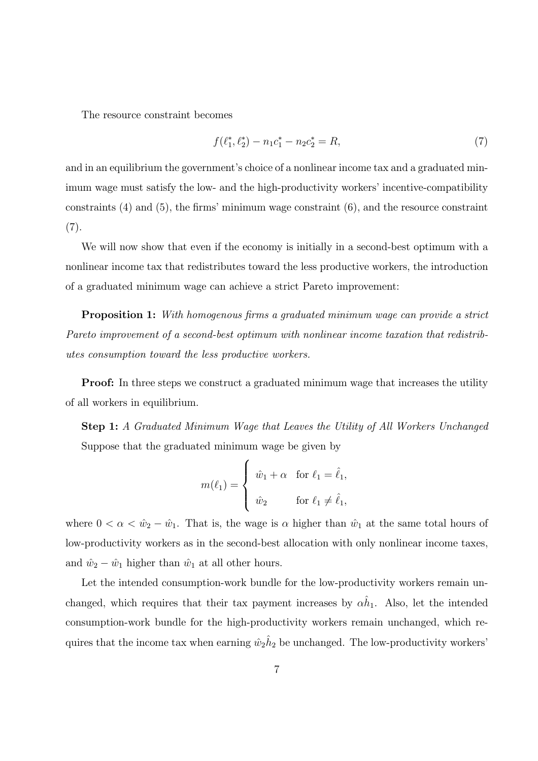The resource constraint becomes

$$f(\ell_1^*, \ell_2^*) - n_1 c_1^* - n_2 c_2^* = R, \tag{7}$$

and in an equilibrium the government's choice of a nonlinear income tax and a graduated minimum wage must satisfy the low- and the high-productivity workers' incentive-compatibility constraints (4) and (5), the firms' minimum wage constraint (6), and the resource constraint (7).

We will now show that even if the economy is initially in a second-best optimum with a nonlinear income tax that redistributes toward the less productive workers, the introduction of a graduated minimum wage can achieve a strict Pareto improvement:

**Proposition 1:** *With homogenous firms a graduated minimum wage can provide a strict Pareto improvement of a second-best optimum with nonlinear income taxation that redistributes consumption toward the less productive workers.*

**Proof:** In three steps we construct a graduated minimum wage that increases the utility of all workers in equilibrium.

**Step 1:** *A Graduated Minimum Wage that Leaves the Utility of All Workers Unchanged*
Suppose that the graduated minimum wage be given by

$$m(\ell_1) = \begin{cases} \hat{w}_1 + \alpha & \text{for } \ell_1 = \hat{\ell}_1, \\ \hat{w}_2 & \text{for } \ell_1 \neq \hat{\ell}_1, \end{cases}$$

where $0 < \alpha < \hat{w}_2 - \hat{w}_1$. That is, the wage is $\alpha$ higher than $\hat{w}_1$ at the same total hours of low-productivity workers as in the second-best allocation with only nonlinear income taxes, and $\hat{w}_2 - \hat{w}_1$ higher than $\hat{w}_1$ at all other hours.

Let the intended consumption-work bundle for the low-productivity workers remain unchanged, which requires that their tax payment increases by $\alpha \hat{h}_1$. Also, let the intended consumption-work bundle for the high-productivity workers remain unchanged, which requires that the income tax when earning $\hat{w}_2 \hat{h}_2$ be unchanged. The low-productivity workers'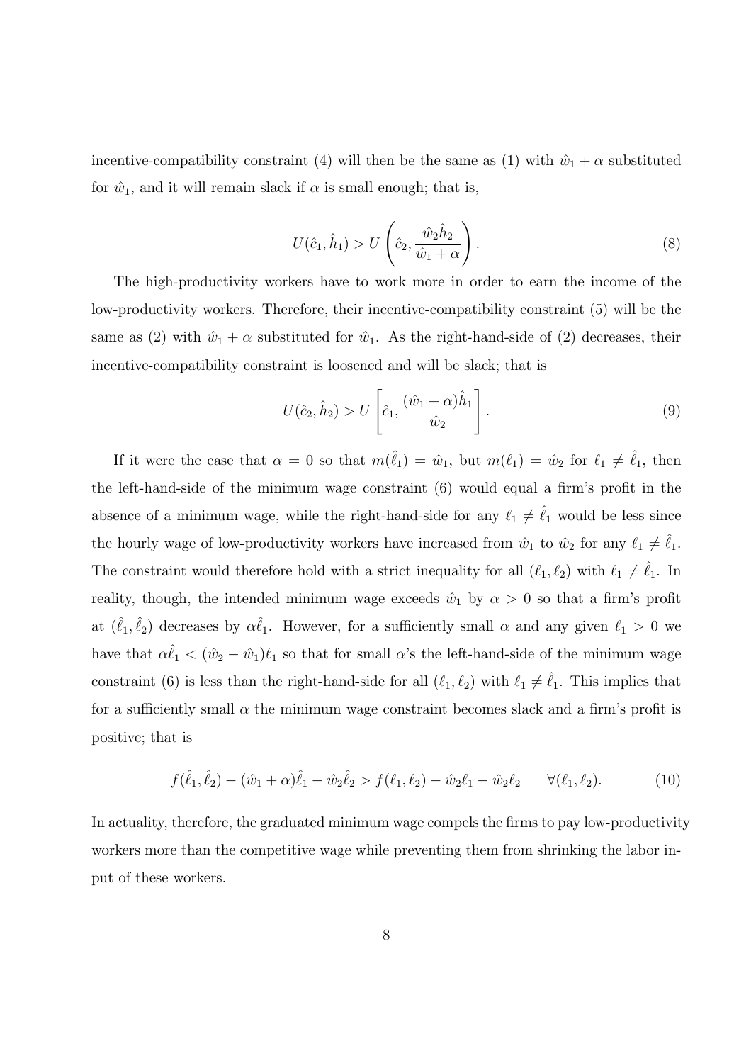incentive-compatibility constraint (4) will then be the same as (1) with $\hat{w}_1 + \alpha$ substituted for $\hat{w}_1$, and it will remain slack if $\alpha$ is small enough; that is,

$$U(\hat{c}_1, \hat{h}_1) > U\left(\hat{c}_2, \frac{\hat{w}_2 \hat{h}_2}{\hat{w}_1 + \alpha}\right). \tag{8}$$

The high-productivity workers have to work more in order to earn the income of the low-productivity workers. Therefore, their incentive-compatibility constraint (5) will be the same as (2) with $\hat{w}_1 + \alpha$ substituted for $\hat{w}_1$. As the right-hand-side of (2) decreases, their incentive-compatibility constraint is loosened and will be slack; that is

$$U(\hat{c}_2, \hat{h}_2) > U\left[\hat{c}_1, \frac{(\hat{w}_1 + \alpha)\hat{h}_1}{\hat{w}_2}\right]. \tag{9}$$

If it were the case that $\alpha = 0$ so that $m(\hat{\ell}_1) = \hat{w}_1$, but $m(\ell_1) = \hat{w}_2$ for $\ell_1 \neq \hat{\ell}_1$, then the left-hand-side of the minimum wage constraint (6) would equal a firm's profit in the absence of a minimum wage, while the right-hand-side for any $\ell_1 \neq \hat{\ell}_1$ would be less since the hourly wage of low-productivity workers have increased from $\hat{w}_1$ to $\hat{w}_2$ for any $\ell_1 \neq \hat{\ell}_1$. The constraint would therefore hold with a strict inequality for all $(\ell_1, \ell_2)$ with $\ell_1 \neq \hat{\ell}_1$. In reality, though, the intended minimum wage exceeds $\hat{w}_1$ by $\alpha > 0$ so that a firm's profit at $(\hat{\ell}_1, \hat{\ell}_2)$ decreases by $\alpha\hat{\ell}_1$. However, for a sufficiently small $\alpha$ and any given $\ell_1 > 0$ we have that $\alpha\hat{\ell}_1 < (\hat{w}_2 - \hat{w}_1)\ell_1$ so that for small $\alpha$'s the left-hand-side of the minimum wage constraint (6) is less than the right-hand-side for all $(\ell_1, \ell_2)$ with $\ell_1 \neq \hat{\ell}_1$. This implies that for a sufficiently small $\alpha$ the minimum wage constraint becomes slack and a firm's profit is positive; that is

$$f(\hat{\ell}_1, \hat{\ell}_2) - (\hat{w}_1 + \alpha)\hat{\ell}_1 - \hat{w}_2\hat{\ell}_2 > f(\ell_1, \ell_2) - \hat{w}_2\ell_1 - \hat{w}_2\ell_2 \qquad \forall(\ell_1, \ell_2). \tag{10}$$

In actuality, therefore, the graduated minimum wage compels the firms to pay low-productivity workers more than the competitive wage while preventing them from shrinking the labor input of these workers.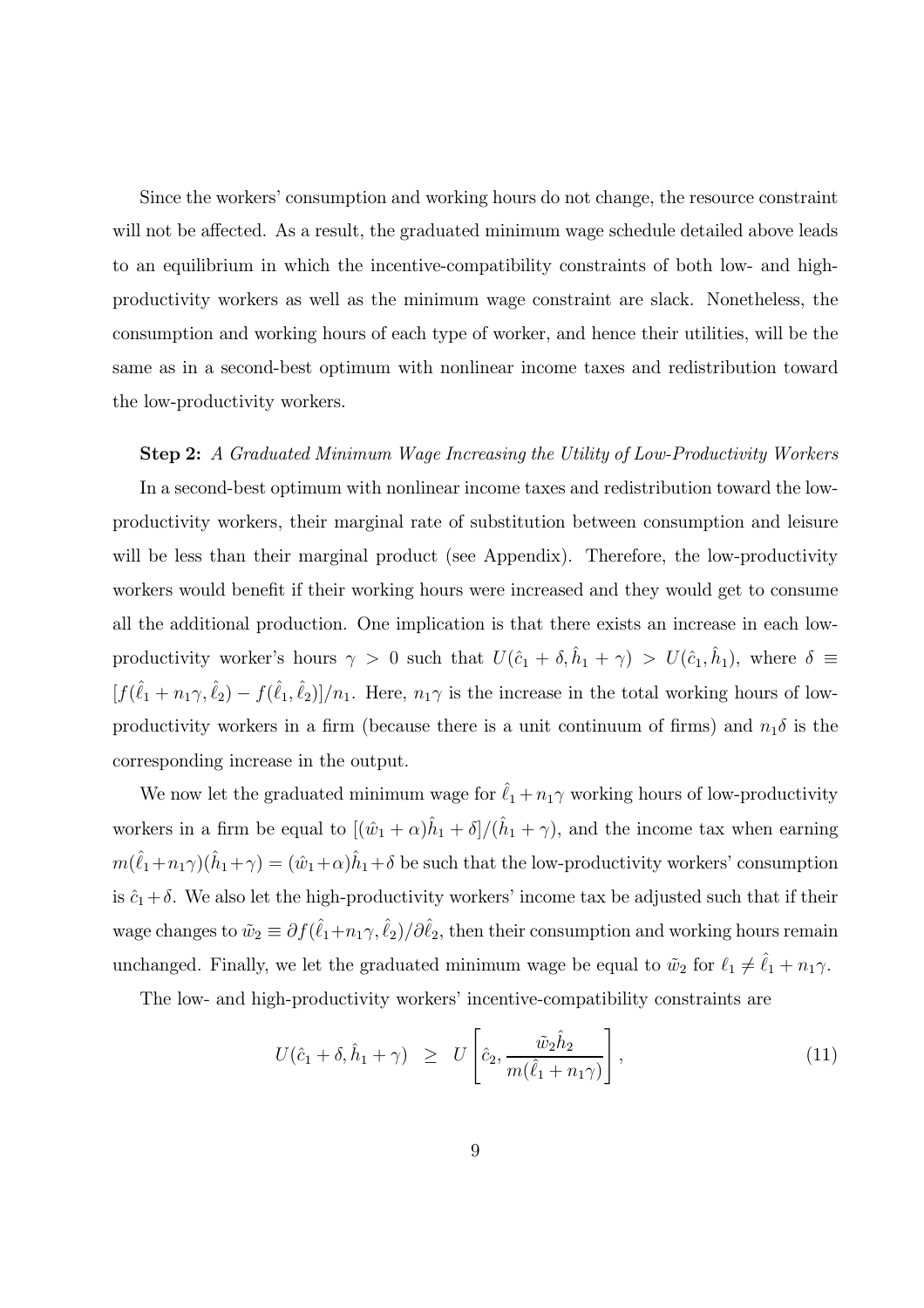Since the workers' consumption and working hours do not change, the resource constraint will not be affected. As a result, the graduated minimum wage schedule detailed above leads to an equilibrium in which the incentive-compatibility constraints of both low- and high-productivity workers as well as the minimum wage constraint are slack. Nonetheless, the consumption and working hours of each type of worker, and hence their utilities, will be the same as in a second-best optimum with nonlinear income taxes and redistribution toward the low-productivity workers.

**Step 2:** *A Graduated Minimum Wage Increasing the Utility of Low-Productivity Workers*

In a second-best optimum with nonlinear income taxes and redistribution toward the low-productivity workers, their marginal rate of substitution between consumption and leisure will be less than their marginal product (see Appendix). Therefore, the low-productivity workers would benefit if their working hours were increased and they would get to consume all the additional production. One implication is that there exists an increase in each low-productivity worker's hours $\gamma > 0$ such that $U(\hat{c}_1 + \delta, \hat{h}_1 + \gamma) > U(\hat{c}_1, \hat{h}_1)$, where $\delta \equiv [f(\hat{\ell}_1 + n_1\gamma, \hat{\ell}_2) - f(\hat{\ell}_1, \hat{\ell}_2)]/n_1$. Here, $n_1\gamma$ is the increase in the total working hours of low-productivity workers in a firm (because there is a unit continuum of firms) and $n_1\delta$ is the corresponding increase in the output.

We now let the graduated minimum wage for $\hat{\ell}_1 + n_1\gamma$ working hours of low-productivity workers in a firm be equal to $[(\hat{w}_1 + \alpha)\hat{h}_1 + \delta]/(\hat{h}_1 + \gamma)$, and the income tax when earning $m(\hat{\ell}_1 + n_1\gamma)(\hat{h}_1 + \gamma) = (\hat{w}_1 + \alpha)\hat{h}_1 + \delta$ be such that the low-productivity workers' consumption is $\hat{c}_1 + \delta$. We also let the high-productivity workers' income tax be adjusted such that if their wage changes to $\tilde{w}_2 \equiv \partial f(\hat{\ell}_1 + n_1\gamma, \hat{\ell}_2)/\partial \hat{\ell}_2$, then their consumption and working hours remain unchanged. Finally, we let the graduated minimum wage be equal to $\tilde{w}_2$ for $\ell_1 \neq \hat{\ell}_1 + n_1\gamma$.

The low- and high-productivity workers' incentive-compatibility constraints are

$$U(\hat{c}_1 + \delta, \hat{h}_1 + \gamma) \quad \geq \quad U\left[\hat{c}_2, \frac{\tilde{w}_2 \hat{h}_2}{m(\hat{\ell}_1 + n_1\gamma)}\right], \tag{11}$$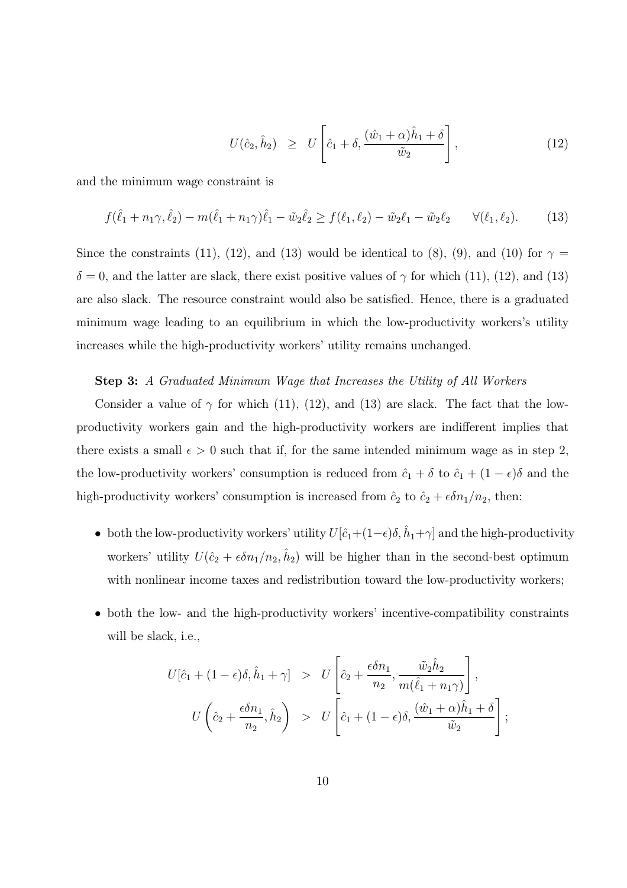$$U(\hat{c}_2, \hat{h}_2) \quad \geq \quad U\left[\hat{c}_1 + \delta, \frac{(\hat{w}_1 + \alpha)\hat{h}_1 + \delta}{\tilde{w}_2}\right], \tag{12}$$

and the minimum wage constraint is

$$f(\hat{\ell}_1 + n_1\gamma, \hat{\ell}_2) - m(\hat{\ell}_1 + n_1\gamma)\hat{\ell}_1 - \tilde{w}_2\hat{\ell}_2 \geq f(\ell_1, \ell_2) - \tilde{w}_2\ell_1 - \tilde{w}_2\ell_2 \qquad \forall(\ell_1, \ell_2). \tag{13}$$

Since the constraints (11), (12), and (13) would be identical to (8), (9), and (10) for $\gamma = \delta = 0$, and the latter are slack, there exist positive values of $\gamma$ for which (11), (12), and (13) are also slack. The resource constraint would also be satisfied. Hence, there is a graduated minimum wage leading to an equilibrium in which the low-productivity workers's utility increases while the high-productivity workers' utility remains unchanged.

**Step 3:** *A Graduated Minimum Wage that Increases the Utility of All Workers*

Consider a value of $\gamma$ for which (11), (12), and (13) are slack. The fact that the low-productivity workers gain and the high-productivity workers are indifferent implies that there exists a small $\epsilon > 0$ such that if, for the same intended minimum wage as in step 2, the low-productivity workers' consumption is reduced from $\hat{c}_1 + \delta$ to $\hat{c}_1 + (1 - \epsilon)\delta$ and the high-productivity workers' consumption is increased from $\hat{c}_2$ to $\hat{c}_2 + \epsilon\delta n_1/n_2$, then:

- both the low-productivity workers' utility $U[\hat{c}_1 + (1-\epsilon)\delta, \hat{h}_1 + \gamma]$ and the high-productivity workers' utility $U(\hat{c}_2 + \epsilon\delta n_1/n_2, \hat{h}_2)$ will be higher than in the second-best optimum with nonlinear income taxes and redistribution toward the low-productivity workers;
- both the low- and the high-productivity workers' incentive-compatibility constraints will be slack, i.e.,

$$U[\hat{c}_1 + (1-\epsilon)\delta, \hat{h}_1 + \gamma] \quad > \quad U\left[\hat{c}_2 + \frac{\epsilon\delta n_1}{n_2}, \frac{\tilde{w}_2\hat{h}_2}{m(\hat{\ell}_1 + n_1\gamma)}\right],$$

$$U\left(\hat{c}_2 + \frac{\epsilon\delta n_1}{n_2}, \hat{h}_2\right) \quad > \quad U\left[\hat{c}_1 + (1-\epsilon)\delta, \frac{(\hat{w}_1 + \alpha)\hat{h}_1 + \delta}{\tilde{w}_2}\right];$$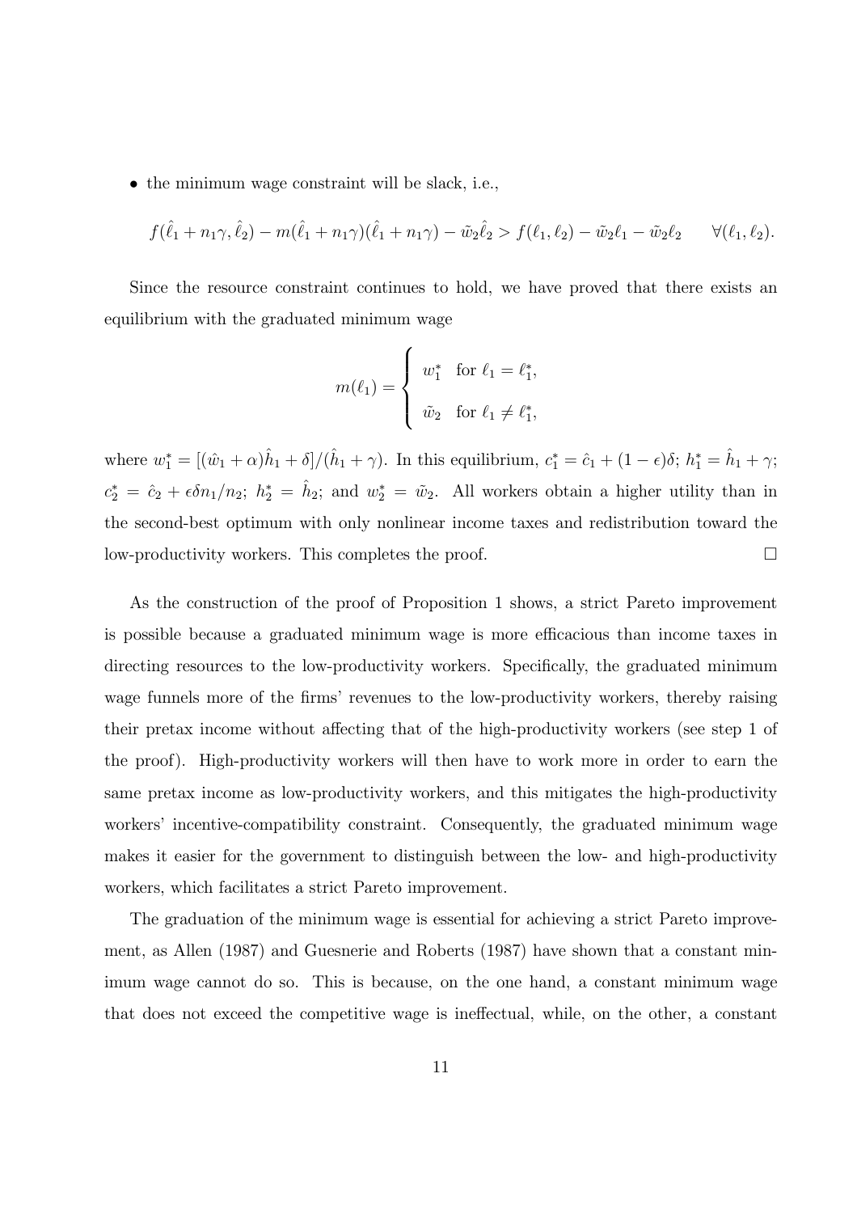- the minimum wage constraint will be slack, i.e.,

$$f(\hat{\ell}_1 + n_1\gamma, \hat{\ell}_2) - m(\hat{\ell}_1 + n_1\gamma)(\hat{\ell}_1 + n_1\gamma) - \tilde{w}_2\hat{\ell}_2 > f(\ell_1, \ell_2) - \tilde{w}_2\ell_1 - \tilde{w}_2\ell_2 \qquad \forall(\ell_1, \ell_2).$$

Since the resource constraint continues to hold, we have proved that there exists an equilibrium with the graduated minimum wage

$$m(\ell_1) = \begin{cases} w_1^* & \text{for } \ell_1 = \ell_1^*, \\ \tilde{w}_2 & \text{for } \ell_1 \neq \ell_1^*, \end{cases}$$

where $w_1^* = [(\hat{w}_1 + \alpha)\hat{h}_1 + \delta]/(\hat{h}_1 + \gamma)$. In this equilibrium, $c_1^* = \hat{c}_1 + (1-\epsilon)\delta$; $h_1^* = \hat{h}_1 + \gamma$; $c_2^* = \hat{c}_2 + \epsilon\delta n_1/n_2$; $h_2^* = \hat{h}_2$; and $w_2^* = \tilde{w}_2$. All workers obtain a higher utility than in the second-best optimum with only nonlinear income taxes and redistribution toward the low-productivity workers. This completes the proof. □

As the construction of the proof of Proposition 1 shows, a strict Pareto improvement is possible because a graduated minimum wage is more efficacious than income taxes in directing resources to the low-productivity workers. Specifically, the graduated minimum wage funnels more of the firms' revenues to the low-productivity workers, thereby raising their pretax income without affecting that of the high-productivity workers (see step 1 of the proof). High-productivity workers will then have to work more in order to earn the same pretax income as low-productivity workers, and this mitigates the high-productivity workers' incentive-compatibility constraint. Consequently, the graduated minimum wage makes it easier for the government to distinguish between the low- and high-productivity workers, which facilitates a strict Pareto improvement.

The graduation of the minimum wage is essential for achieving a strict Pareto improvement, as Allen (1987) and Guesnerie and Roberts (1987) have shown that a constant minimum wage cannot do so. This is because, on the one hand, a constant minimum wage that does not exceed the competitive wage is ineffectual, while, on the other, a constant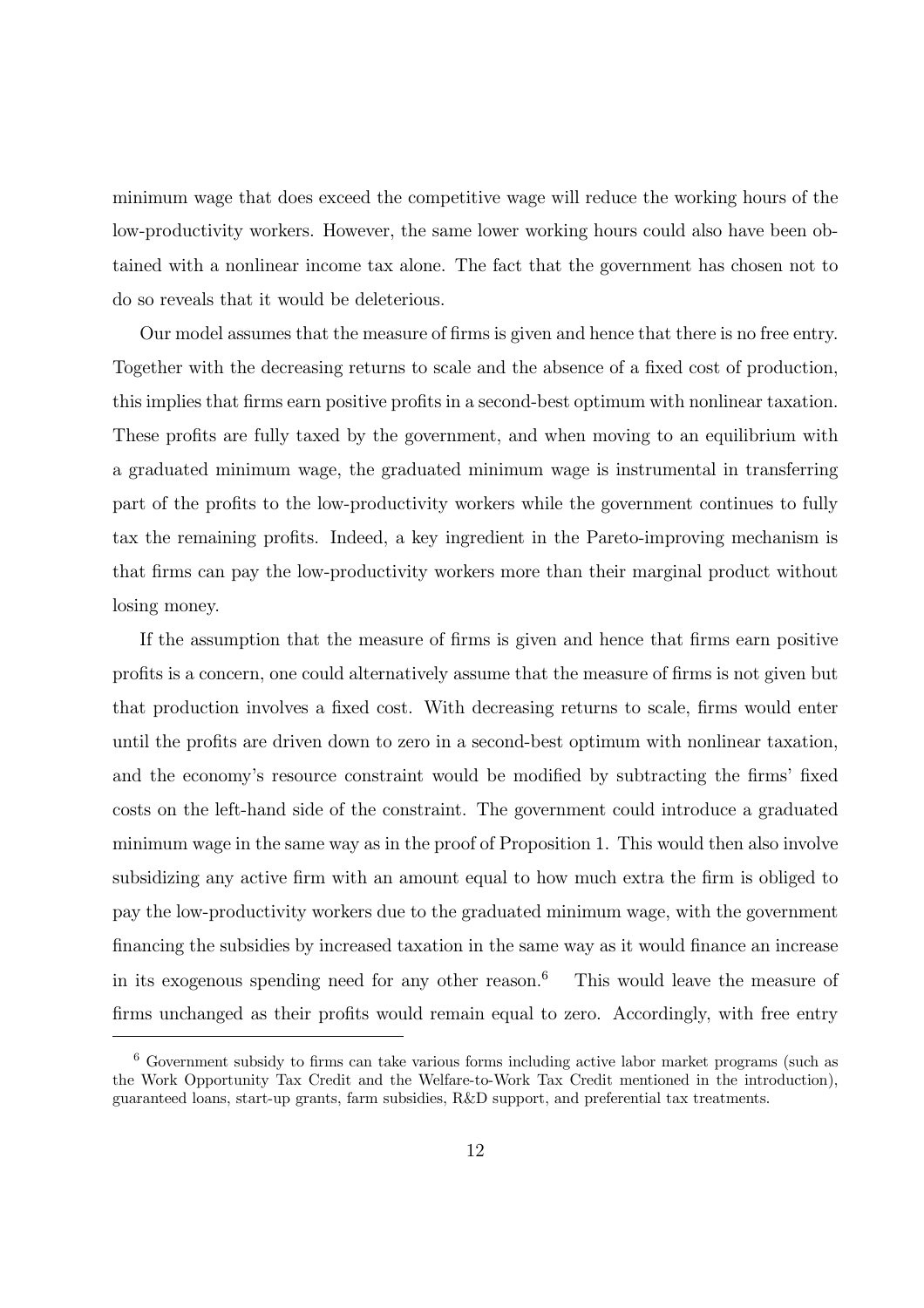minimum wage that does exceed the competitive wage will reduce the working hours of the low-productivity workers. However, the same lower working hours could also have been obtained with a nonlinear income tax alone. The fact that the government has chosen not to do so reveals that it would be deleterious.

Our model assumes that the measure of firms is given and hence that there is no free entry. Together with the decreasing returns to scale and the absence of a fixed cost of production, this implies that firms earn positive profits in a second-best optimum with nonlinear taxation. These profits are fully taxed by the government, and when moving to an equilibrium with a graduated minimum wage, the graduated minimum wage is instrumental in transferring part of the profits to the low-productivity workers while the government continues to fully tax the remaining profits. Indeed, a key ingredient in the Pareto-improving mechanism is that firms can pay the low-productivity workers more than their marginal product without losing money.

If the assumption that the measure of firms is given and hence that firms earn positive profits is a concern, one could alternatively assume that the measure of firms is not given but that production involves a fixed cost. With decreasing returns to scale, firms would enter until the profits are driven down to zero in a second-best optimum with nonlinear taxation, and the economy's resource constraint would be modified by subtracting the firms' fixed costs on the left-hand side of the constraint. The government could introduce a graduated minimum wage in the same way as in the proof of Proposition 1. This would then also involve subsidizing any active firm with an amount equal to how much extra the firm is obliged to pay the low-productivity workers due to the graduated minimum wage, with the government financing the subsidies by increased taxation in the same way as it would finance an increase in its exogenous spending need for any other reason.[6] This would leave the measure of firms unchanged as their profits would remain equal to zero. Accordingly, with free entry

[6] Government subsidy to firms can take various forms including active labor market programs (such as the Work Opportunity Tax Credit and the Welfare-to-Work Tax Credit mentioned in the introduction), guaranteed loans, start-up grants, farm subsidies, R&D support, and preferential tax treatments.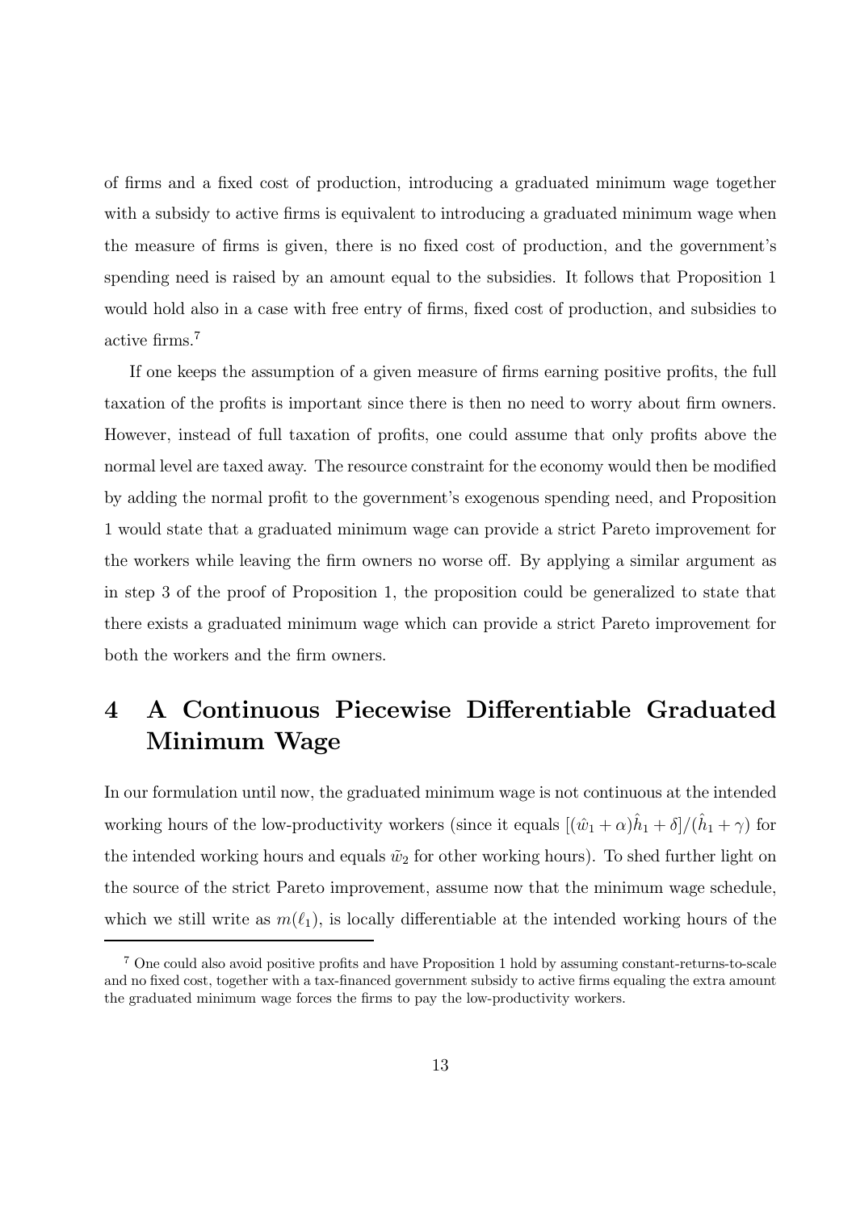of firms and a fixed cost of production, introducing a graduated minimum wage together with a subsidy to active firms is equivalent to introducing a graduated minimum wage when the measure of firms is given, there is no fixed cost of production, and the government's spending need is raised by an amount equal to the subsidies. It follows that Proposition 1 would hold also in a case with free entry of firms, fixed cost of production, and subsidies to active firms.[7]

If one keeps the assumption of a given measure of firms earning positive profits, the full taxation of the profits is important since there is then no need to worry about firm owners. However, instead of full taxation of profits, one could assume that only profits above the normal level are taxed away. The resource constraint for the economy would then be modified by adding the normal profit to the government's exogenous spending need, and Proposition 1 would state that a graduated minimum wage can provide a strict Pareto improvement for the workers while leaving the firm owners no worse off. By applying a similar argument as in step 3 of the proof of Proposition 1, the proposition could be generalized to state that there exists a graduated minimum wage which can provide a strict Pareto improvement for both the workers and the firm owners.

# 4 A Continuous Piecewise Differentiable Graduated Minimum Wage

In our formulation until now, the graduated minimum wage is not continuous at the intended working hours of the low-productivity workers (since it equals $[(\hat{w}_1 + \alpha)\hat{h}_1 + \delta]/(\hat{h}_1 + \gamma)$ for the intended working hours and equals $\tilde{w}_2$ for other working hours). To shed further light on the source of the strict Pareto improvement, assume now that the minimum wage schedule, which we still write as $m(\ell_1)$, is locally differentiable at the intended working hours of the

[7] One could also avoid positive profits and have Proposition 1 hold by assuming constant-returns-to-scale and no fixed cost, together with a tax-financed government subsidy to active firms equaling the extra amount the graduated minimum wage forces the firms to pay the low-productivity workers.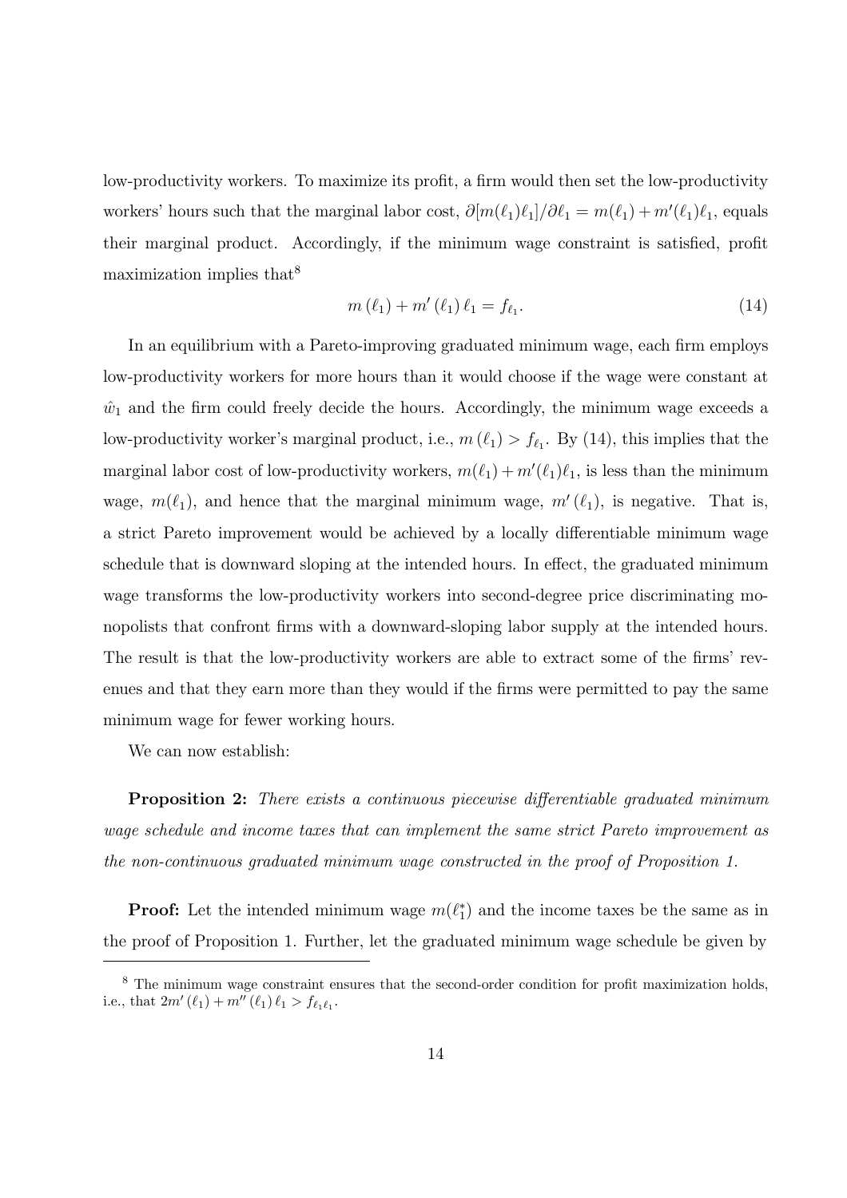low-productivity workers. To maximize its profit, a firm would then set the low-productivity workers' hours such that the marginal labor cost, $\partial[m(\ell_1)\ell_1]/\partial\ell_1 = m(\ell_1) + m'(\ell_1)\ell_1$, equals their marginal product. Accordingly, if the minimum wage constraint is satisfied, profit maximization implies that[8]

$$m(\ell_1) + m'(\ell_1)\,\ell_1 = f_{\ell_1}. \tag{14}$$

In an equilibrium with a Pareto-improving graduated minimum wage, each firm employs low-productivity workers for more hours than it would choose if the wage were constant at $\hat{w}_1$ and the firm could freely decide the hours. Accordingly, the minimum wage exceeds a low-productivity worker's marginal product, i.e., $m(\ell_1) > f_{\ell_1}$. By (14), this implies that the marginal labor cost of low-productivity workers, $m(\ell_1) + m'(\ell_1)\ell_1$, is less than the minimum wage, $m(\ell_1)$, and hence that the marginal minimum wage, $m'(\ell_1)$, is negative. That is, a strict Pareto improvement would be achieved by a locally differentiable minimum wage schedule that is downward sloping at the intended hours. In effect, the graduated minimum wage transforms the low-productivity workers into second-degree price discriminating monopolists that confront firms with a downward-sloping labor supply at the intended hours. The result is that the low-productivity workers are able to extract some of the firms' revenues and that they earn more than they would if the firms were permitted to pay the same minimum wage for fewer working hours.

We can now establish:

**Proposition 2:** *There exists a continuous piecewise differentiable graduated minimum wage schedule and income taxes that can implement the same strict Pareto improvement as the non-continuous graduated minimum wage constructed in the proof of Proposition 1.*

**Proof:** Let the intended minimum wage $m(\ell_1^*)$ and the income taxes be the same as in the proof of Proposition 1. Further, let the graduated minimum wage schedule be given by

---

[8] The minimum wage constraint ensures that the second-order condition for profit maximization holds, i.e., that $2m'(\ell_1) + m''(\ell_1)\,\ell_1 > f_{\ell_1\ell_1}$.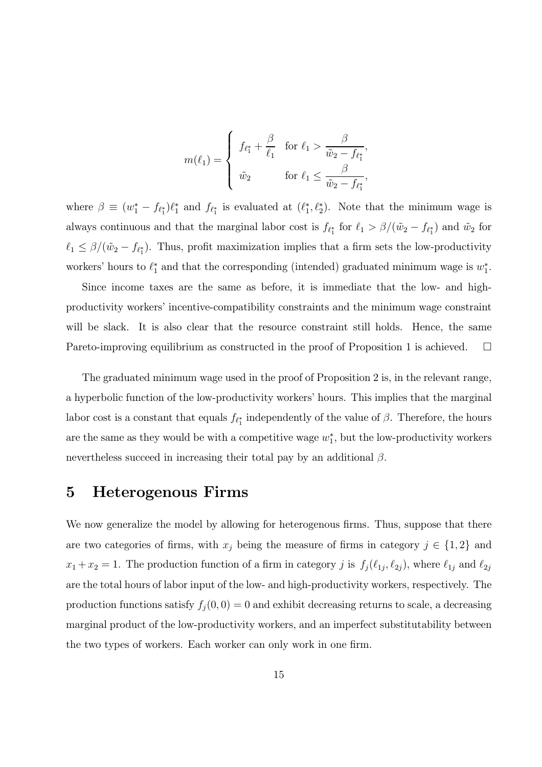$$
m(\ell_1) = \begin{cases} f_{\ell_1^*} + \dfrac{\beta}{\ell_1} & \text{for } \ell_1 > \dfrac{\beta}{\tilde{w}_2 - f_{\ell_1^*}}, \\ \tilde{w}_2 & \text{for } \ell_1 \leq \dfrac{\beta}{\tilde{w}_2 - f_{\ell_1^*}}, \end{cases}
$$

where $\beta \equiv (w_1^* - f_{\ell_1^*})\ell_1^*$ and $f_{\ell_1^*}$ is evaluated at $(\ell_1^*, \ell_2^*)$. Note that the minimum wage is always continuous and that the marginal labor cost is $f_{\ell_1^*}$ for $\ell_1 > \beta/(\tilde{w}_2 - f_{\ell_1^*})$ and $\tilde{w}_2$ for $\ell_1 \leq \beta/(\tilde{w}_2 - f_{\ell_1^*})$. Thus, profit maximization implies that a firm sets the low-productivity workers' hours to $\ell_1^*$ and that the corresponding (intended) graduated minimum wage is $w_1^*$.

Since income taxes are the same as before, it is immediate that the low- and high-productivity workers' incentive-compatibility constraints and the minimum wage constraint will be slack. It is also clear that the resource constraint still holds. Hence, the same Pareto-improving equilibrium as constructed in the proof of Proposition 1 is achieved. □

The graduated minimum wage used in the proof of Proposition 2 is, in the relevant range, a hyperbolic function of the low-productivity workers' hours. This implies that the marginal labor cost is a constant that equals $f_{\ell_1^*}$ independently of the value of $\beta$. Therefore, the hours are the same as they would be with a competitive wage $w_1^*$, but the low-productivity workers nevertheless succeed in increasing their total pay by an additional $\beta$.

## 5 Heterogenous Firms

We now generalize the model by allowing for heterogenous firms. Thus, suppose that there are two categories of firms, with $x_j$ being the measure of firms in category $j \in \{1, 2\}$ and $x_1 + x_2 = 1$. The production function of a firm in category $j$ is $f_j(\ell_{1j}, \ell_{2j})$, where $\ell_{1j}$ and $\ell_{2j}$ are the total hours of labor input of the low- and high-productivity workers, respectively. The production functions satisfy $f_j(0, 0) = 0$ and exhibit decreasing returns to scale, a decreasing marginal product of the low-productivity workers, and an imperfect substitutability between the two types of workers. Each worker can only work in one firm.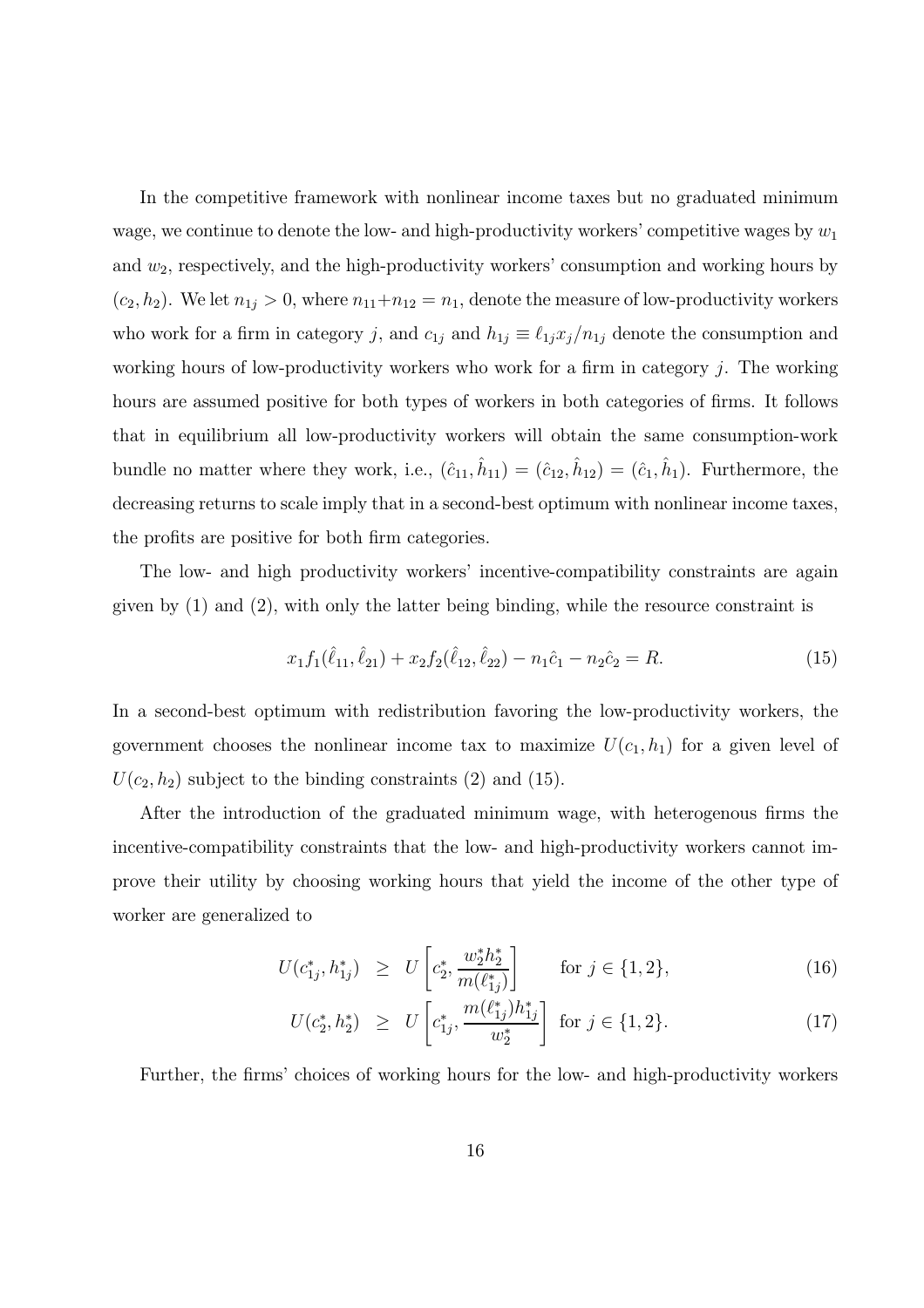In the competitive framework with nonlinear income taxes but no graduated minimum wage, we continue to denote the low- and high-productivity workers' competitive wages by $w_1$ and $w_2$, respectively, and the high-productivity workers' consumption and working hours by $(c_2, h_2)$. We let $n_{1j} > 0$, where $n_{11}+n_{12} = n_1$, denote the measure of low-productivity workers who work for a firm in category $j$, and $c_{1j}$ and $h_{1j} \equiv \ell_{1j}x_j/n_{1j}$ denote the consumption and working hours of low-productivity workers who work for a firm in category $j$. The working hours are assumed positive for both types of workers in both categories of firms. It follows that in equilibrium all low-productivity workers will obtain the same consumption-work bundle no matter where they work, i.e., $(\hat{c}_{11}, \hat{h}_{11}) = (\hat{c}_{12}, \hat{h}_{12}) = (\hat{c}_1, \hat{h}_1)$. Furthermore, the decreasing returns to scale imply that in a second-best optimum with nonlinear income taxes, the profits are positive for both firm categories.

The low- and high productivity workers' incentive-compatibility constraints are again given by (1) and (2), with only the latter being binding, while the resource constraint is

$$x_1 f_1(\hat{\ell}_{11}, \hat{\ell}_{21}) + x_2 f_2(\hat{\ell}_{12}, \hat{\ell}_{22}) - n_1\hat{c}_1 - n_2\hat{c}_2 = R. \tag{15}$$

In a second-best optimum with redistribution favoring the low-productivity workers, the government chooses the nonlinear income tax to maximize $U(c_1, h_1)$ for a given level of $U(c_2, h_2)$ subject to the binding constraints (2) and (15).

After the introduction of the graduated minimum wage, with heterogenous firms the incentive-compatibility constraints that the low- and high-productivity workers cannot improve their utility by choosing working hours that yield the income of the other type of worker are generalized to

$$U(c_{1j}^*, h_{1j}^*) \geq U\left[c_2^*, \frac{w_2^* h_2^*}{m(\ell_{1j}^*)}\right] \qquad \text{for } j \in \{1, 2\}, \tag{16}$$

$$U(c_2^*, h_2^*) \geq U\left[c_{1j}^*, \frac{m(\ell_{1j}^*) h_{1j}^*}{w_2^*}\right] \quad \text{for } j \in \{1, 2\}. \tag{17}$$

Further, the firms' choices of working hours for the low- and high-productivity workers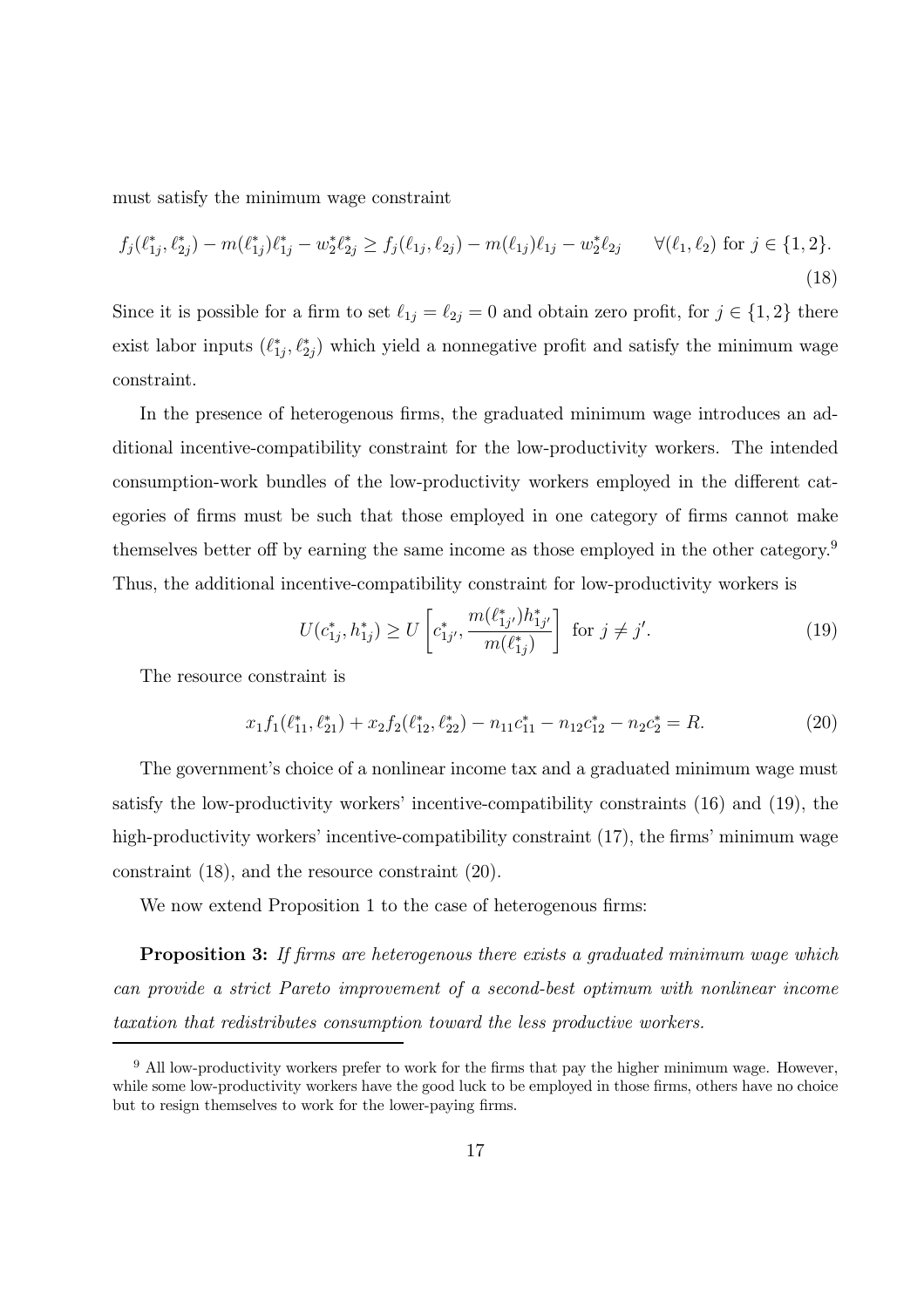must satisfy the minimum wage constraint

$$f_j(\ell_{1j}^*, \ell_{2j}^*) - m(\ell_{1j}^*)\ell_{1j}^* - w_2^*\ell_{2j}^* \geq f_j(\ell_{1j}, \ell_{2j}) - m(\ell_{1j})\ell_{1j} - w_2^*\ell_{2j} \qquad \forall(\ell_1, \ell_2) \text{ for } j \in \{1, 2\}. \tag{18}$$

Since it is possible for a firm to set $\ell_{1j} = \ell_{2j} = 0$ and obtain zero profit, for $j \in \{1, 2\}$ there exist labor inputs $(\ell_{1j}^*, \ell_{2j}^*)$ which yield a nonnegative profit and satisfy the minimum wage constraint.

In the presence of heterogenous firms, the graduated minimum wage introduces an additional incentive-compatibility constraint for the low-productivity workers. The intended consumption-work bundles of the low-productivity workers employed in the different categories of firms must be such that those employed in one category of firms cannot make themselves better off by earning the same income as those employed in the other category.[9] Thus, the additional incentive-compatibility constraint for low-productivity workers is

$$U(c_{1j}^*, h_{1j}^*) \geq U\left[c_{1j'}^*, \frac{m(\ell_{1j'}^*)h_{1j'}^*}{m(\ell_{1j}^*)}\right] \text{ for } j \neq j'. \tag{19}$$

The resource constraint is

$$x_1 f_1(\ell_{11}^*, \ell_{21}^*) + x_2 f_2(\ell_{12}^*, \ell_{22}^*) - n_{11}c_{11}^* - n_{12}c_{12}^* - n_2 c_2^* = R. \tag{20}$$

The government's choice of a nonlinear income tax and a graduated minimum wage must satisfy the low-productivity workers' incentive-compatibility constraints (16) and (19), the high-productivity workers' incentive-compatibility constraint (17), the firms' minimum wage constraint (18), and the resource constraint (20).

We now extend Proposition 1 to the case of heterogenous firms:

**Proposition 3:** *If firms are heterogenous there exists a graduated minimum wage which can provide a strict Pareto improvement of a second-best optimum with nonlinear income taxation that redistributes consumption toward the less productive workers.*

---

[9] All low-productivity workers prefer to work for the firms that pay the higher minimum wage. However, while some low-productivity workers have the good luck to be employed in those firms, others have no choice but to resign themselves to work for the lower-paying firms.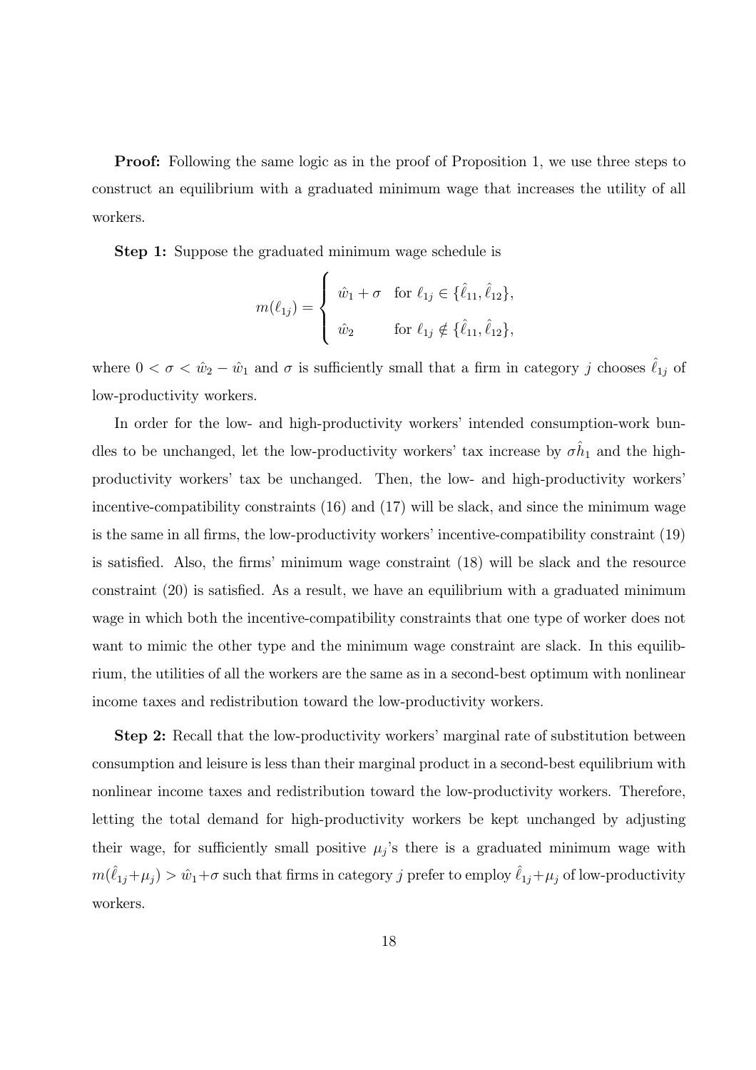**Proof:** Following the same logic as in the proof of Proposition 1, we use three steps to construct an equilibrium with a graduated minimum wage that increases the utility of all workers.

**Step 1:** Suppose the graduated minimum wage schedule is

$$m(\ell_{1j}) = \begin{cases} \hat{w}_1 + \sigma & \text{for } \ell_{1j} \in \{\hat{\ell}_{11}, \hat{\ell}_{12}\}, \\ \hat{w}_2 & \text{for } \ell_{1j} \notin \{\hat{\ell}_{11}, \hat{\ell}_{12}\}, \end{cases}$$

where $0 < \sigma < \hat{w}_2 - \hat{w}_1$ and $\sigma$ is sufficiently small that a firm in category $j$ chooses $\hat{\ell}_{1j}$ of low-productivity workers.

In order for the low- and high-productivity workers' intended consumption-work bundles to be unchanged, let the low-productivity workers' tax increase by $\sigma \hat{h}_1$ and the high-productivity workers' tax be unchanged. Then, the low- and high-productivity workers' incentive-compatibility constraints (16) and (17) will be slack, and since the minimum wage is the same in all firms, the low-productivity workers' incentive-compatibility constraint (19) is satisfied. Also, the firms' minimum wage constraint (18) will be slack and the resource constraint (20) is satisfied. As a result, we have an equilibrium with a graduated minimum wage in which both the incentive-compatibility constraints that one type of worker does not want to mimic the other type and the minimum wage constraint are slack. In this equilibrium, the utilities of all the workers are the same as in a second-best optimum with nonlinear income taxes and redistribution toward the low-productivity workers.

**Step 2:** Recall that the low-productivity workers' marginal rate of substitution between consumption and leisure is less than their marginal product in a second-best equilibrium with nonlinear income taxes and redistribution toward the low-productivity workers. Therefore, letting the total demand for high-productivity workers be kept unchanged by adjusting their wage, for sufficiently small positive $\mu_j$'s there is a graduated minimum wage with $m(\hat{\ell}_{1j} + \mu_j) > \hat{w}_1 + \sigma$ such that firms in category $j$ prefer to employ $\hat{\ell}_{1j} + \mu_j$ of low-productivity workers.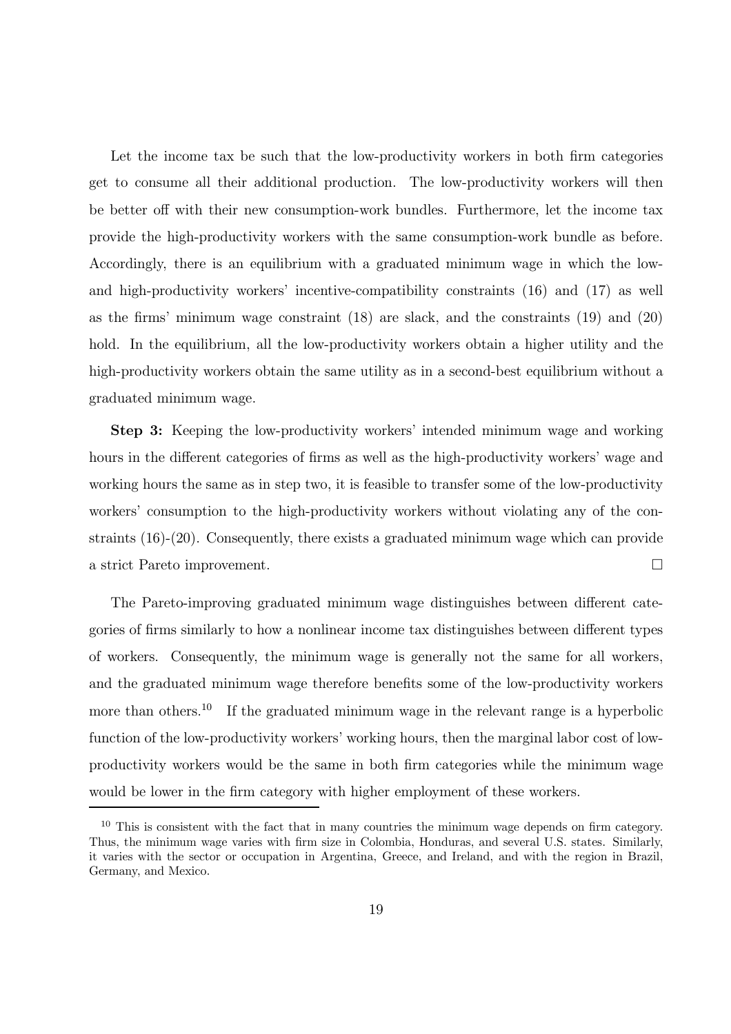Let the income tax be such that the low-productivity workers in both firm categories get to consume all their additional production. The low-productivity workers will then be better off with their new consumption-work bundles. Furthermore, let the income tax provide the high-productivity workers with the same consumption-work bundle as before. Accordingly, there is an equilibrium with a graduated minimum wage in which the low- and high-productivity workers' incentive-compatibility constraints (16) and (17) as well as the firms' minimum wage constraint (18) are slack, and the constraints (19) and (20) hold. In the equilibrium, all the low-productivity workers obtain a higher utility and the high-productivity workers obtain the same utility as in a second-best equilibrium without a graduated minimum wage.

**Step 3:** Keeping the low-productivity workers' intended minimum wage and working hours in the different categories of firms as well as the high-productivity workers' wage and working hours the same as in step two, it is feasible to transfer some of the low-productivity workers' consumption to the high-productivity workers without violating any of the constraints (16)-(20). Consequently, there exists a graduated minimum wage which can provide a strict Pareto improvement. □

The Pareto-improving graduated minimum wage distinguishes between different categories of firms similarly to how a nonlinear income tax distinguishes between different types of workers. Consequently, the minimum wage is generally not the same for all workers, and the graduated minimum wage therefore benefits some of the low-productivity workers more than others.[10] If the graduated minimum wage in the relevant range is a hyperbolic function of the low-productivity workers' working hours, then the marginal labor cost of low-productivity workers would be the same in both firm categories while the minimum wage would be lower in the firm category with higher employment of these workers.

[10] This is consistent with the fact that in many countries the minimum wage depends on firm category. Thus, the minimum wage varies with firm size in Colombia, Honduras, and several U.S. states. Similarly, it varies with the sector or occupation in Argentina, Greece, and Ireland, and with the region in Brazil, Germany, and Mexico.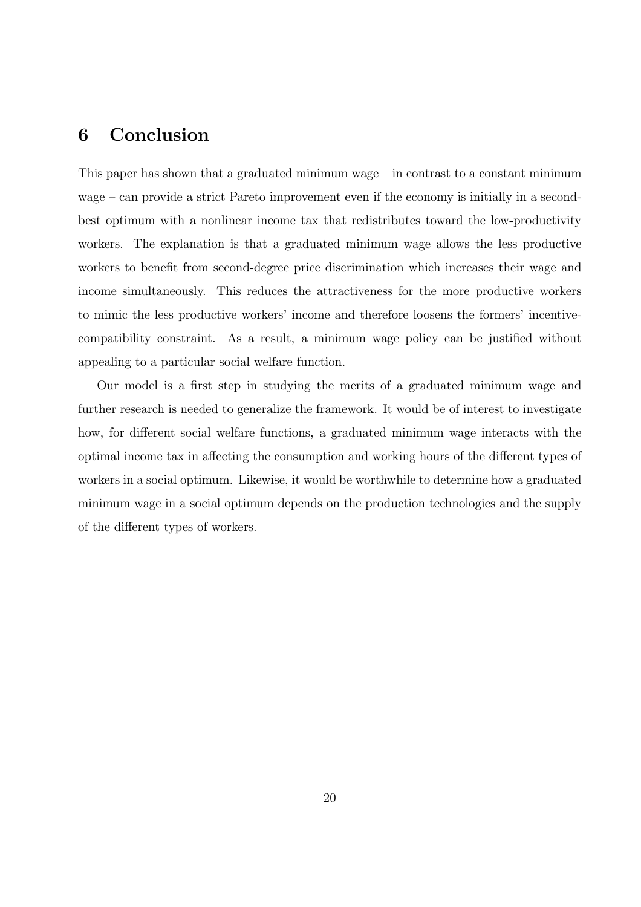# 6 Conclusion

This paper has shown that a graduated minimum wage – in contrast to a constant minimum wage – can provide a strict Pareto improvement even if the economy is initially in a second-best optimum with a nonlinear income tax that redistributes toward the low-productivity workers. The explanation is that a graduated minimum wage allows the less productive workers to benefit from second-degree price discrimination which increases their wage and income simultaneously. This reduces the attractiveness for the more productive workers to mimic the less productive workers' income and therefore loosens the formers' incentive-compatibility constraint. As a result, a minimum wage policy can be justified without appealing to a particular social welfare function.

Our model is a first step in studying the merits of a graduated minimum wage and further research is needed to generalize the framework. It would be of interest to investigate how, for different social welfare functions, a graduated minimum wage interacts with the optimal income tax in affecting the consumption and working hours of the different types of workers in a social optimum. Likewise, it would be worthwhile to determine how a graduated minimum wage in a social optimum depends on the production technologies and the supply of the different types of workers.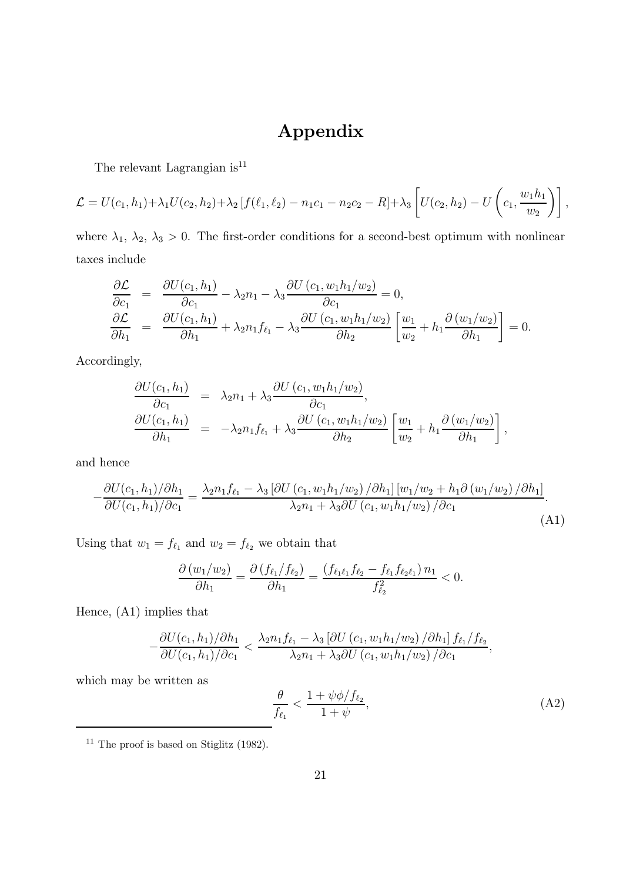# Appendix

The relevant Lagrangian is[11]

$$\mathcal{L} = U(c_1, h_1) + \lambda_1 U(c_2, h_2) + \lambda_2 \left[ f(\ell_1, \ell_2) - n_1 c_1 - n_2 c_2 - R \right] + \lambda_3 \left[ U(c_2, h_2) - U\left(c_1, \frac{w_1 h_1}{w_2}\right) \right],$$

where $\lambda_1$, $\lambda_2$, $\lambda_3 > 0$. The first-order conditions for a second-best optimum with nonlinear taxes include

$$\begin{aligned}
\frac{\partial \mathcal{L}}{\partial c_1} &= \frac{\partial U(c_1, h_1)}{\partial c_1} - \lambda_2 n_1 - \lambda_3 \frac{\partial U\left(c_1, w_1 h_1 / w_2\right)}{\partial c_1} = 0, \\
\frac{\partial \mathcal{L}}{\partial h_1} &= \frac{\partial U(c_1, h_1)}{\partial h_1} + \lambda_2 n_1 f_{\ell_1} - \lambda_3 \frac{\partial U\left(c_1, w_1 h_1 / w_2\right)}{\partial h_2} \left[ \frac{w_1}{w_2} + h_1 \frac{\partial \left(w_1 / w_2\right)}{\partial h_1} \right] = 0.
\end{aligned}$$

Accordingly,

$$\begin{aligned}
\frac{\partial U(c_1, h_1)}{\partial c_1} &= \lambda_2 n_1 + \lambda_3 \frac{\partial U\left(c_1, w_1 h_1 / w_2\right)}{\partial c_1}, \\
\frac{\partial U(c_1, h_1)}{\partial h_1} &= -\lambda_2 n_1 f_{\ell_1} + \lambda_3 \frac{\partial U\left(c_1, w_1 h_1 / w_2\right)}{\partial h_2} \left[ \frac{w_1}{w_2} + h_1 \frac{\partial \left(w_1 / w_2\right)}{\partial h_1} \right],
\end{aligned}$$

and hence

$$-\frac{\partial U(c_1, h_1)/\partial h_1}{\partial U(c_1, h_1)/\partial c_1} = \frac{\lambda_2 n_1 f_{\ell_1} - \lambda_3 \left[ \partial U\left(c_1, w_1 h_1 / w_2\right) / \partial h_1 \right] \left[ w_1 / w_2 + h_1 \partial \left(w_1 / w_2\right) / \partial h_1 \right]}{\lambda_2 n_1 + \lambda_3 \partial U\left(c_1, w_1 h_1 / w_2\right) / \partial c_1}. \tag{A1}$$

Using that $w_1 = f_{\ell_1}$ and $w_2 = f_{\ell_2}$ we obtain that

$$\frac{\partial \left(w_1 / w_2\right)}{\partial h_1} = \frac{\partial \left(f_{\ell_1} / f_{\ell_2}\right)}{\partial h_1} = \frac{\left(f_{\ell_1 \ell_1} f_{\ell_2} - f_{\ell_1} f_{\ell_2 \ell_1}\right) n_1}{f_{\ell_2}^2} < 0.$$

Hence, (A1) implies that

$$-\frac{\partial U(c_1, h_1)/\partial h_1}{\partial U(c_1, h_1)/\partial c_1} < \frac{\lambda_2 n_1 f_{\ell_1} - \lambda_3 \left[ \partial U\left(c_1, w_1 h_1 / w_2\right) / \partial h_1 \right] f_{\ell_1} / f_{\ell_2}}{\lambda_2 n_1 + \lambda_3 \partial U\left(c_1, w_1 h_1 / w_2\right) / \partial c_1},$$

which may be written as

$$\frac{\theta}{f_{\ell_1}} < \frac{1 + \psi \phi / f_{\ell_2}}{1 + \psi}, \tag{A2}$$

---

[11] The proof is based on Stiglitz (1982).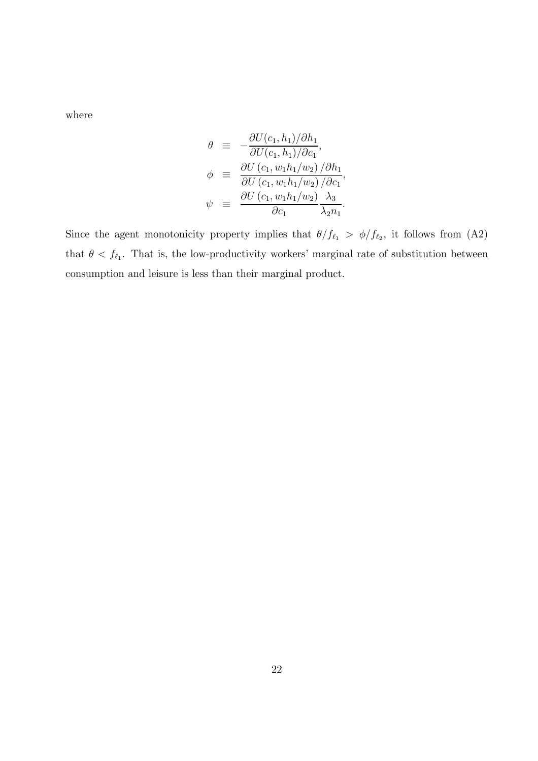where

$$
\begin{aligned}
\theta &\equiv -\frac{\partial U(c_1, h_1)/\partial h_1}{\partial U(c_1, h_1)/\partial c_1}, \\
\phi &\equiv \frac{\partial U\left(c_1, w_1 h_1/w_2\right)/\partial h_1}{\partial U\left(c_1, w_1 h_1/w_2\right)/\partial c_1}, \\
\psi &\equiv \frac{\partial U\left(c_1, w_1 h_1/w_2\right)}{\partial c_1}\frac{\lambda_3}{\lambda_2 n_1}.
\end{aligned}
$$

Since the agent monotonicity property implies that $\theta/f_{\ell_1} > \phi/f_{\ell_2}$, it follows from (A2) that $\theta < f_{\ell_1}$. That is, the low-productivity workers' marginal rate of substitution between consumption and leisure is less than their marginal product.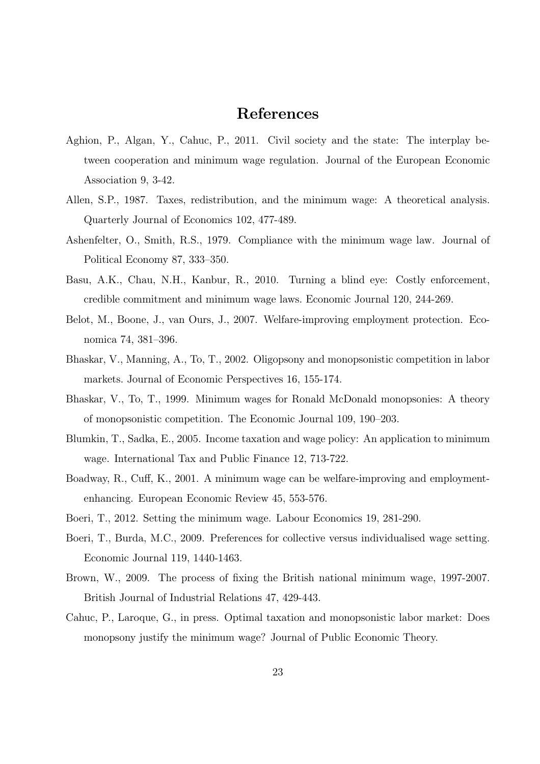# References

Aghion, P., Algan, Y., Cahuc, P., 2011. Civil society and the state: The interplay between cooperation and minimum wage regulation. Journal of the European Economic Association 9, 3-42.

Allen, S.P., 1987. Taxes, redistribution, and the minimum wage: A theoretical analysis. Quarterly Journal of Economics 102, 477-489.

Ashenfelter, O., Smith, R.S., 1979. Compliance with the minimum wage law. Journal of Political Economy 87, 333–350.

Basu, A.K., Chau, N.H., Kanbur, R., 2010. Turning a blind eye: Costly enforcement, credible commitment and minimum wage laws. Economic Journal 120, 244-269.

Belot, M., Boone, J., van Ours, J., 2007. Welfare-improving employment protection. Economica 74, 381–396.

Bhaskar, V., Manning, A., To, T., 2002. Oligopsony and monopsonistic competition in labor markets. Journal of Economic Perspectives 16, 155-174.

Bhaskar, V., To, T., 1999. Minimum wages for Ronald McDonald monopsonies: A theory of monopsonistic competition. The Economic Journal 109, 190–203.

Blumkin, T., Sadka, E., 2005. Income taxation and wage policy: An application to minimum wage. International Tax and Public Finance 12, 713-722.

Boadway, R., Cuff, K., 2001. A minimum wage can be welfare-improving and employment-enhancing. European Economic Review 45, 553-576.

Boeri, T., 2012. Setting the minimum wage. Labour Economics 19, 281-290.

Boeri, T., Burda, M.C., 2009. Preferences for collective versus individualised wage setting. Economic Journal 119, 1440-1463.

Brown, W., 2009. The process of fixing the British national minimum wage, 1997-2007. British Journal of Industrial Relations 47, 429-443.

Cahuc, P., Laroque, G., in press. Optimal taxation and monopsonistic labor market: Does monopsony justify the minimum wage? Journal of Public Economic Theory.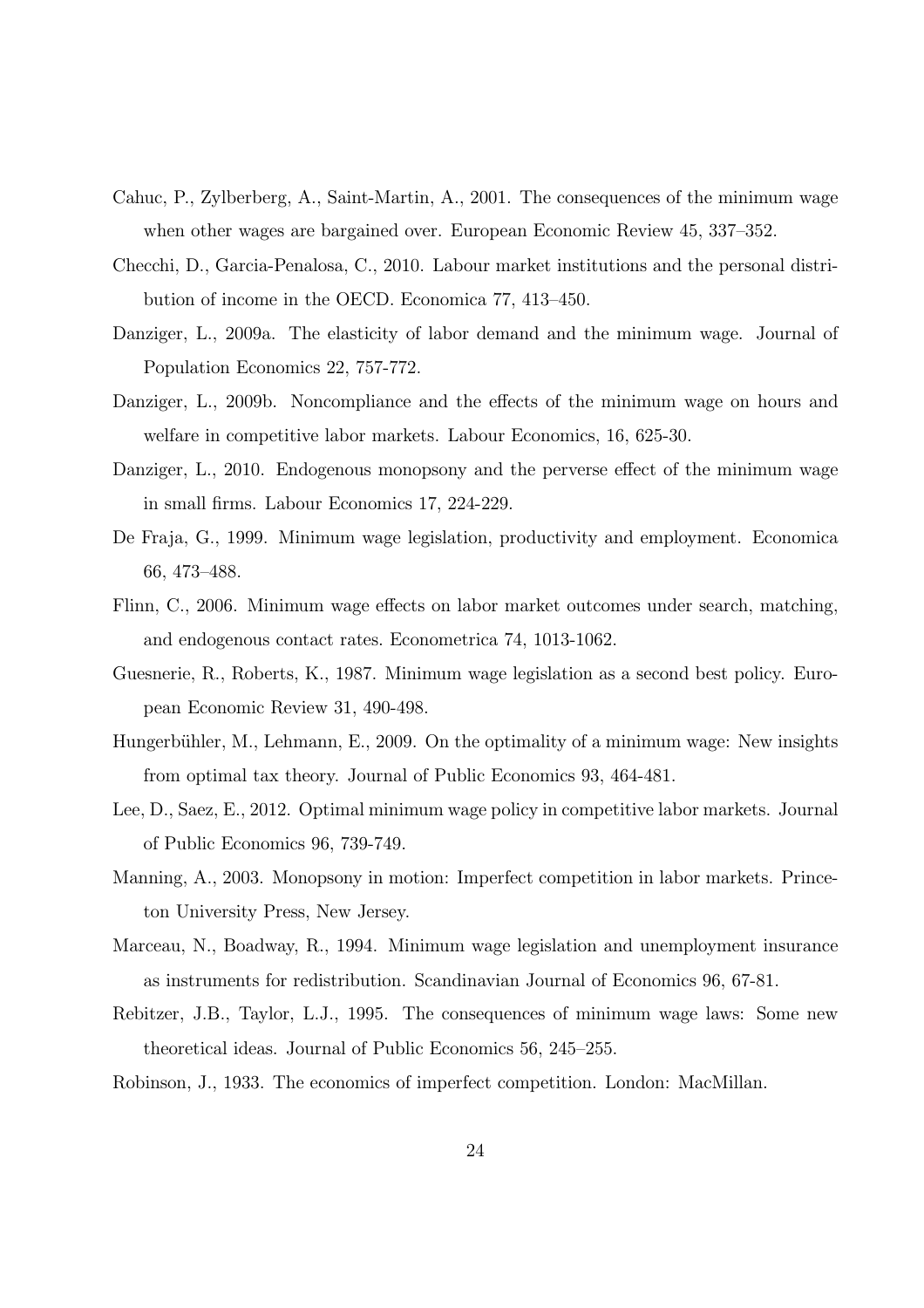Cahuc, P., Zylberberg, A., Saint-Martin, A., 2001. The consequences of the minimum wage when other wages are bargained over. European Economic Review 45, 337–352.

Checchi, D., Garcia-Penalosa, C., 2010. Labour market institutions and the personal distribution of income in the OECD. Economica 77, 413–450.

Danziger, L., 2009a. The elasticity of labor demand and the minimum wage. Journal of Population Economics 22, 757-772.

Danziger, L., 2009b. Noncompliance and the effects of the minimum wage on hours and welfare in competitive labor markets. Labour Economics, 16, 625-30.

Danziger, L., 2010. Endogenous monopsony and the perverse effect of the minimum wage in small firms. Labour Economics 17, 224-229.

De Fraja, G., 1999. Minimum wage legislation, productivity and employment. Economica 66, 473–488.

Flinn, C., 2006. Minimum wage effects on labor market outcomes under search, matching, and endogenous contact rates. Econometrica 74, 1013-1062.

Guesnerie, R., Roberts, K., 1987. Minimum wage legislation as a second best policy. European Economic Review 31, 490-498.

Hungerbühler, M., Lehmann, E., 2009. On the optimality of a minimum wage: New insights from optimal tax theory. Journal of Public Economics 93, 464-481.

Lee, D., Saez, E., 2012. Optimal minimum wage policy in competitive labor markets. Journal of Public Economics 96, 739-749.

Manning, A., 2003. Monopsony in motion: Imperfect competition in labor markets. Princeton University Press, New Jersey.

Marceau, N., Boadway, R., 1994. Minimum wage legislation and unemployment insurance as instruments for redistribution. Scandinavian Journal of Economics 96, 67-81.

Rebitzer, J.B., Taylor, L.J., 1995. The consequences of minimum wage laws: Some new theoretical ideas. Journal of Public Economics 56, 245–255.

Robinson, J., 1933. The economics of imperfect competition. London: MacMillan.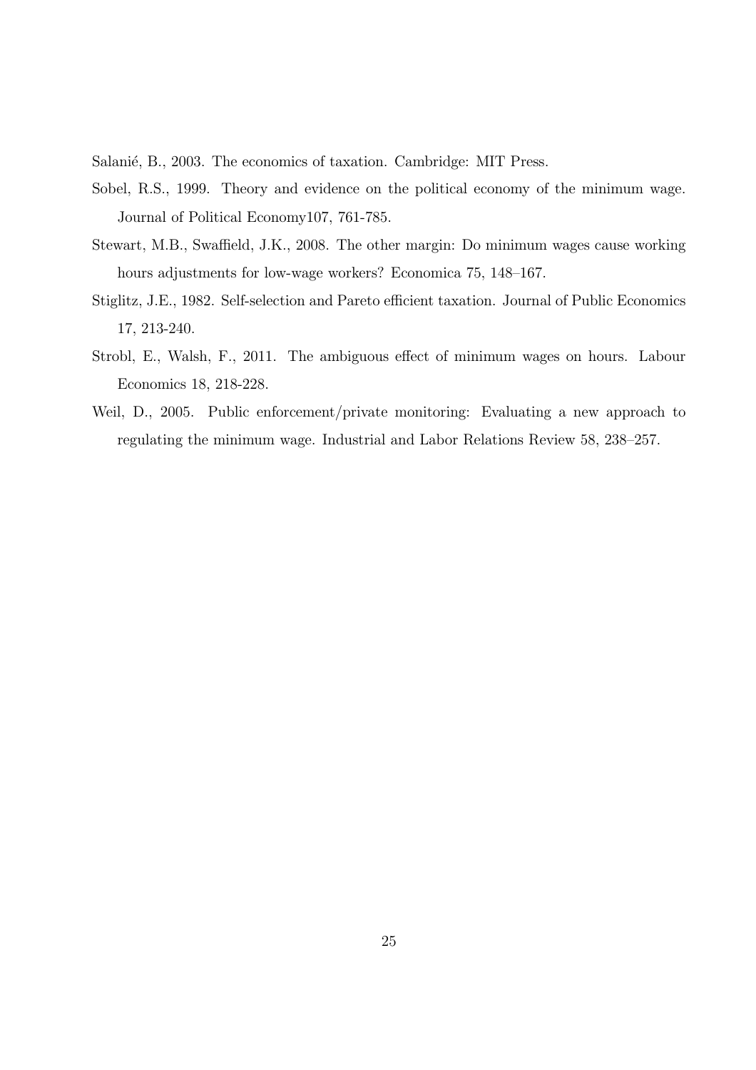Salanié, B., 2003. The economics of taxation. Cambridge: MIT Press.

Sobel, R.S., 1999. Theory and evidence on the political economy of the minimum wage. Journal of Political Economy107, 761-785.

Stewart, M.B., Swaffield, J.K., 2008. The other margin: Do minimum wages cause working hours adjustments for low-wage workers? Economica 75, 148–167.

Stiglitz, J.E., 1982. Self-selection and Pareto efficient taxation. Journal of Public Economics 17, 213-240.

Strobl, E., Walsh, F., 2011. The ambiguous effect of minimum wages on hours. Labour Economics 18, 218-228.

Weil, D., 2005. Public enforcement/private monitoring: Evaluating a new approach to regulating the minimum wage. Industrial and Labor Relations Review 58, 238–257.